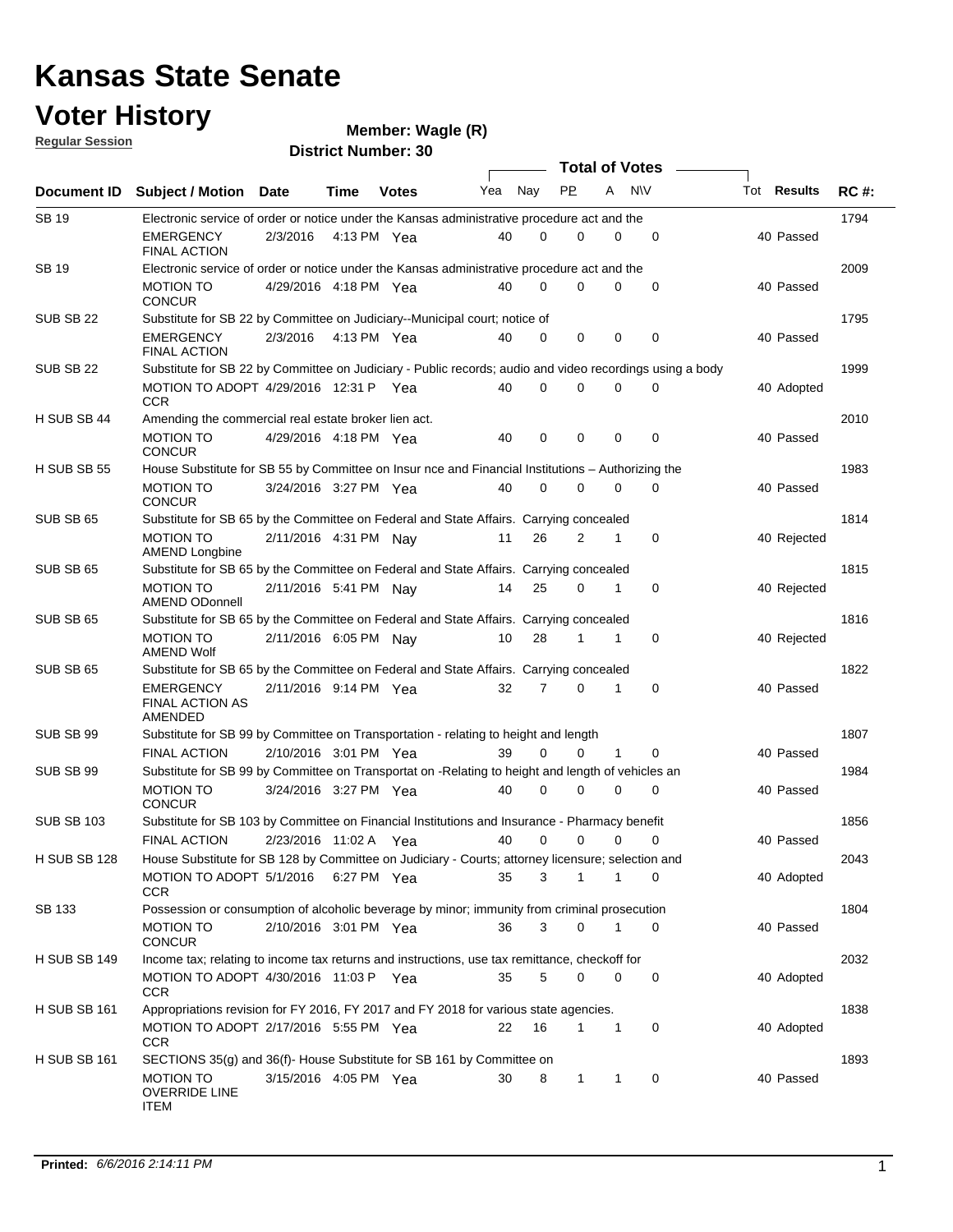# Kansas State Senate

## Voter History

**Regular Session**

**Member: Wagle (R)**

**District Number: 30**

| Document ID | Subject / Motion | Date | Time | Votes | Yea | Nay | PP | A | N\V | Tot | Results | RC #: |
|---|---|---|---|---|---|---|---|---|---|---|---|---|
| SB 19 | Electronic service of order or notice under the Kansas administrative procedure act and the | | | | | | | | | | | 1794 |
| | EMERGENCY FINAL ACTION | 2/3/2016 | 4:13 PM | Yea | 40 | 0 | 0 | 0 | 0 | 40 | Passed | |
| SB 19 | Electronic service of order or notice under the Kansas administrative procedure act and the | | | | | | | | | | | 2009 |
| | MOTION TO CONCUR | 4/29/2016 | 4:18 PM | Yea | 40 | 0 | 0 | 0 | 0 | 40 | Passed | |
| SUB SB 22 | Substitute for SB 22 by Committee on Judiciary--Municipal court; notice of | | | | | | | | | | | 1795 |
| | EMERGENCY FINAL ACTION | 2/3/2016 | 4:13 PM | Yea | 40 | 0 | 0 | 0 | 0 | 40 | Passed | |
| SUB SB 22 | Substitute for SB 22 by Committee on Judiciary - Public records; audio and video recordings using a body | | | | | | | | | | | 1999 |
| | MOTION TO ADOPT CCR | 4/29/2016 | 12:31 P | Yea | 40 | 0 | 0 | 0 | 0 | 40 | Adopted | |
| H SUB SB 44 | Amending the commercial real estate broker lien act. | | | | | | | | | | | 2010 |
| | MOTION TO CONCUR | 4/29/2016 | 4:18 PM | Yea | 40 | 0 | 0 | 0 | 0 | 40 | Passed | |
| H SUB SB 55 | House Substitute for SB 55 by Committee on Insur nce and Financial Institutions – Authorizing the | | | | | | | | | | | 1983 |
| | MOTION TO CONCUR | 3/24/2016 | 3:27 PM | Yea | 40 | 0 | 0 | 0 | 0 | 40 | Passed | |
| SUB SB 65 | Substitute for SB 65 by the Committee on Federal and State Affairs. Carrying concealed | | | | | | | | | | | 1814 |
| | MOTION TO AMEND Longbine | 2/11/2016 | 4:31 PM | Nay | 11 | 26 | 2 | 1 | 0 | 40 | Rejected | |
| SUB SB 65 | Substitute for SB 65 by the Committee on Federal and State Affairs. Carrying concealed | | | | | | | | | | | 1815 |
| | MOTION TO AMEND ODonnell | 2/11/2016 | 5:41 PM | Nay | 14 | 25 | 0 | 1 | 0 | 40 | Rejected | |
| SUB SB 65 | Substitute for SB 65 by the Committee on Federal and State Affairs. Carrying concealed | | | | | | | | | | | 1816 |
| | MOTION TO AMEND Wolf | 2/11/2016 | 6:05 PM | Nay | 10 | 28 | 1 | 1 | 0 | 40 | Rejected | |
| SUB SB 65 | Substitute for SB 65 by the Committee on Federal and State Affairs. Carrying concealed | | | | | | | | | | | 1822 |
| | EMERGENCY FINAL ACTION AS AMENDED | 2/11/2016 | 9:14 PM | Yea | 32 | 7 | 0 | 1 | 0 | 40 | Passed | |
| SUB SB 99 | Substitute for SB 99 by Committee on Transportation - relating to height and length | | | | | | | | | | | 1807 |
| | FINAL ACTION | 2/10/2016 | 3:01 PM | Yea | 39 | 0 | 0 | 1 | 0 | 40 | Passed | |
| SUB SB 99 | Substitute for SB 99 by Committee on Transportat on -Relating to height and length of vehicles an | | | | | | | | | | | 1984 |
| | MOTION TO CONCUR | 3/24/2016 | 3:27 PM | Yea | 40 | 0 | 0 | 0 | 0 | 40 | Passed | |
| SUB SB 103 | Substitute for SB 103 by Committee on Financial Institutions and Insurance - Pharmacy benefit | | | | | | | | | | | 1856 |
| | FINAL ACTION | 2/23/2016 | 11:02 A | Yea | 40 | 0 | 0 | 0 | 0 | 40 | Passed | |
| H SUB SB 128 | House Substitute for SB 128 by Committee on Judiciary - Courts; attorney licensure; selection and | | | | | | | | | | | 2043 |
| | MOTION TO ADOPT CCR | 5/1/2016 | 6:27 PM | Yea | 35 | 3 | 1 | 1 | 0 | 40 | Adopted | |
| SB 133 | Possession or consumption of alcoholic beverage by minor; immunity from criminal prosecution | | | | | | | | | | | 1804 |
| | MOTION TO CONCUR | 2/10/2016 | 3:01 PM | Yea | 36 | 3 | 0 | 1 | 0 | 40 | Passed | |
| H SUB SB 149 | Income tax; relating to income tax returns and instructions, use tax remittance, checkoff for | | | | | | | | | | | 2032 |
| | MOTION TO ADOPT CCR | 4/30/2016 | 11:03 P | Yea | 35 | 5 | 0 | 0 | 0 | 40 | Adopted | |
| H SUB SB 161 | Appropriations revision for FY 2016, FY 2017 and FY 2018 for various state agencies. | | | | | | | | | | | 1838 |
| | MOTION TO ADOPT CCR | 2/17/2016 | 5:55 PM | Yea | 22 | 16 | 1 | 1 | 0 | 40 | Adopted | |
| H SUB SB 161 | SECTIONS 35(g) and 36(f)- House Substitute for SB 161 by Committee on | | | | | | | | | | | 1893 |
| | MOTION TO OVERRIDE LINE ITEM | 3/15/2016 | 4:05 PM | Yea | 30 | 8 | 1 | 1 | 0 | 40 | Passed | |

**Printed:** *6/6/2016 2:14:11 PM*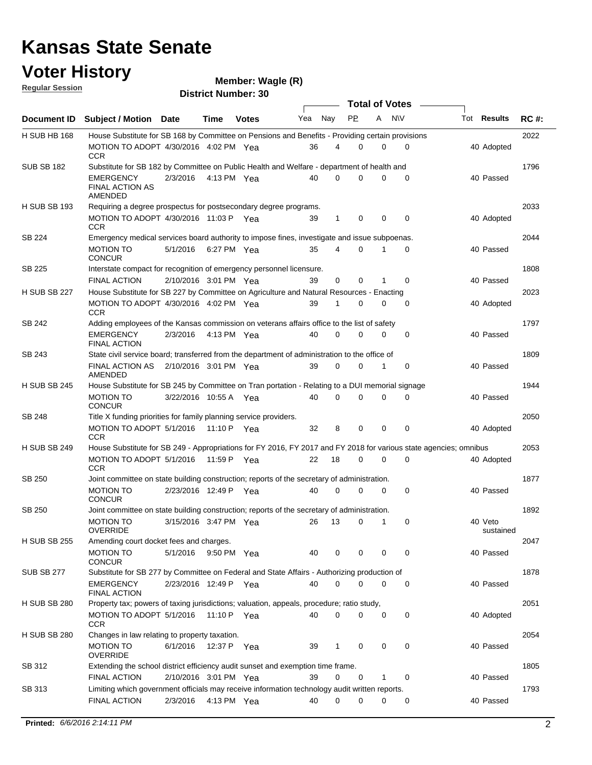# Kansas State Senate

# Voter History

**Regular Session**

**Member: Wagle (R)**

**District Number: 30**

| Document ID | Subject / Motion | Date | Time | Votes | Yea | Nay | PP | A | NV | Tot | Results | RC #: |
|---|---|---|---|---|---|---|---|---|---|---|---|---|
| H SUB HB 168 | House Substitute for SB 168 by Committee on Pensions and Benefits - Providing certain provisions | | | | | | | | | | | 2022 |
| | MOTION TO ADOPT CCR | 4/30/2016 | 4:02 PM | Yea | 36 | 4 | 0 | 0 | 0 | 40 | Adopted | |
| SUB SB 182 | Substitute for SB 182 by Committee on Public Health and Welfare - department of health and | | | | | | | | | | | 1796 |
| | EMERGENCY FINAL ACTION AS AMENDED | 2/3/2016 | 4:13 PM | Yea | 40 | 0 | 0 | 0 | 0 | 40 | Passed | |
| H SUB SB 193 | Requiring a degree prospectus for postsecondary degree programs. | | | | | | | | | | | 2033 |
| | MOTION TO ADOPT CCR | 4/30/2016 | 11:03 P | Yea | 39 | 1 | 0 | 0 | 0 | 40 | Adopted | |
| SB 224 | Emergency medical services board authority to impose fines, investigate and issue subpoenas. | | | | | | | | | | | 2044 |
| | MOTION TO CONCUR | 5/1/2016 | 6:27 PM | Yea | 35 | 4 | 0 | 1 | 0 | 40 | Passed | |
| SB 225 | Interstate compact for recognition of emergency personnel licensure. | | | | | | | | | | | 1808 |
| | FINAL ACTION | 2/10/2016 | 3:01 PM | Yea | 39 | 0 | 0 | 1 | 0 | 40 | Passed | |
| H SUB SB 227 | House Substitute for SB 227 by Committee on Agriculture and Natural Resources - Enacting | | | | | | | | | | | 2023 |
| | MOTION TO ADOPT CCR | 4/30/2016 | 4:02 PM | Yea | 39 | 1 | 0 | 0 | 0 | 40 | Adopted | |
| SB 242 | Adding employees of the Kansas commission on veterans affairs office to the list of safety | | | | | | | | | | | 1797 |
| | EMERGENCY FINAL ACTION | 2/3/2016 | 4:13 PM | Yea | 40 | 0 | 0 | 0 | 0 | 40 | Passed | |
| SB 243 | State civil service board; transferred from the department of administration to the office of | | | | | | | | | | | 1809 |
| | FINAL ACTION AS AMENDED | 2/10/2016 | 3:01 PM | Yea | 39 | 0 | 0 | 1 | 0 | 40 | Passed | |
| H SUB SB 245 | House Substitute for SB 245 by Committee on Tran portation - Relating to a DUI memorial signage | | | | | | | | | | | 1944 |
| | MOTION TO CONCUR | 3/22/2016 | 10:55 A | Yea | 40 | 0 | 0 | 0 | 0 | 40 | Passed | |
| SB 248 | Title X funding priorities for family planning service providers. | | | | | | | | | | | 2050 |
| | MOTION TO ADOPT CCR | 5/1/2016 | 11:10 P | Yea | 32 | 8 | 0 | 0 | 0 | 40 | Adopted | |
| H SUB SB 249 | House Substitute for SB 249 - Appropriations for FY 2016, FY 2017 and FY 2018 for various state agencies; omnibus | | | | | | | | | | | 2053 |
| | MOTION TO ADOPT CCR | 5/1/2016 | 11:59 P | Yea | 22 | 18 | 0 | 0 | 0 | 40 | Adopted | |
| SB 250 | Joint committee on state building construction; reports of the secretary of administration. | | | | | | | | | | | 1877 |
| | MOTION TO CONCUR | 2/23/2016 | 12:49 P | Yea | 40 | 0 | 0 | 0 | 0 | 40 | Passed | |
| SB 250 | Joint committee on state building construction; reports of the secretary of administration. | | | | | | | | | | | 1892 |
| | MOTION TO OVERRIDE | 3/15/2016 | 3:47 PM | Yea | 26 | 13 | 0 | 1 | 0 | 40 | Veto sustained | |
| H SUB SB 255 | Amending court docket fees and charges. | | | | | | | | | | | 2047 |
| | MOTION TO CONCUR | 5/1/2016 | 9:50 PM | Yea | 40 | 0 | 0 | 0 | 0 | 40 | Passed | |
| SUB SB 277 | Substitute for SB 277 by Committee on Federal and State Affairs - Authorizing production of | | | | | | | | | | | 1878 |
| | EMERGENCY FINAL ACTION | 2/23/2016 | 12:49 P | Yea | 40 | 0 | 0 | 0 | 0 | 40 | Passed | |
| H SUB SB 280 | Property tax; powers of taxing jurisdictions; valuation, appeals, procedure; ratio study, | | | | | | | | | | | 2051 |
| | MOTION TO ADOPT CCR | 5/1/2016 | 11:10 P | Yea | 40 | 0 | 0 | 0 | 0 | 40 | Adopted | |
| H SUB SB 280 | Changes in law relating to property taxation. | | | | | | | | | | | 2054 |
| | MOTION TO OVERRIDE | 6/1/2016 | 12:37 P | Yea | 39 | 1 | 0 | 0 | 0 | 40 | Passed | |
| SB 312 | Extending the school district efficiency audit sunset and exemption time frame. | | | | | | | | | | | 1805 |
| | FINAL ACTION | 2/10/2016 | 3:01 PM | Yea | 39 | 0 | 0 | 1 | 0 | 40 | Passed | |
| SB 313 | Limiting which government officials may receive information technology audit written reports. | | | | | | | | | | | 1793 |
| | FINAL ACTION | 2/3/2016 | 4:13 PM | Yea | 40 | 0 | 0 | 0 | 0 | 40 | Passed | |

**Printed:** *6/6/2016 2:14:11 PM*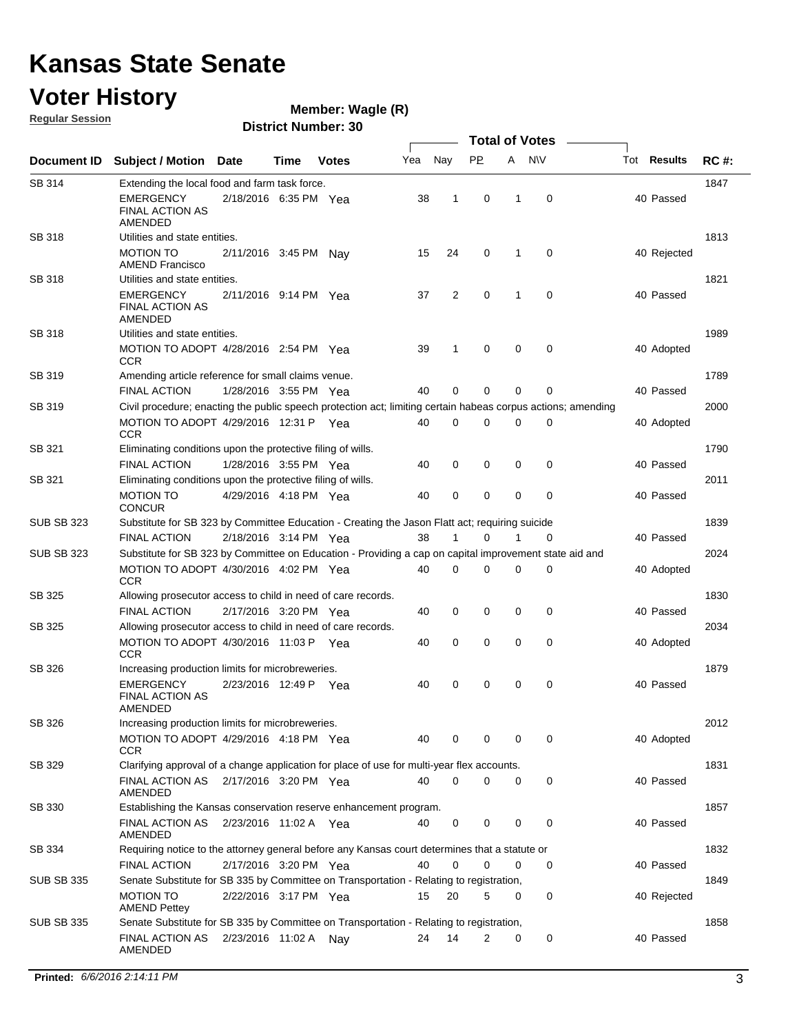# Kansas State Senate

## Voter History

**Regular Session**

**Member: Wagle (R)**

**District Number: 30**

| Document ID | Subject / Motion | Date | Time | Votes | Yea | Nay | PP | A | N\V | Tot | Results | RC #: |
|---|---|---|---|---|---|---|---|---|---|---|---|---|
| SB 314 | Extending the local food and farm task force. | | | | | | | | | | | 1847 |
| | EMERGENCY FINAL ACTION AS AMENDED | 2/18/2016 | 6:35 PM | Yea | 38 | 1 | 0 | 1 | 0 | 40 | Passed | |
| SB 318 | Utilities and state entities. | | | | | | | | | | | 1813 |
| | MOTION TO AMEND Francisco | 2/11/2016 | 3:45 PM | Nay | 15 | 24 | 0 | 1 | 0 | 40 | Rejected | |
| SB 318 | Utilities and state entities. | | | | | | | | | | | 1821 |
| | EMERGENCY FINAL ACTION AS AMENDED | 2/11/2016 | 9:14 PM | Yea | 37 | 2 | 0 | 1 | 0 | 40 | Passed | |
| SB 318 | Utilities and state entities. | | | | | | | | | | | 1989 |
| | MOTION TO ADOPT CCR | 4/28/2016 | 2:54 PM | Yea | 39 | 1 | 0 | 0 | 0 | 40 | Adopted | |
| SB 319 | Amending article reference for small claims venue. | | | | | | | | | | | 1789 |
| | FINAL ACTION | 1/28/2016 | 3:55 PM | Yea | 40 | 0 | 0 | 0 | 0 | 40 | Passed | |
| SB 319 | Civil procedure; enacting the public speech protection act; limiting certain habeas corpus actions; amending | | | | | | | | | | | 2000 |
| | MOTION TO ADOPT CCR | 4/29/2016 | 12:31 P | Yea | 40 | 0 | 0 | 0 | 0 | 40 | Adopted | |
| SB 321 | Eliminating conditions upon the protective filing of wills. | | | | | | | | | | | 1790 |
| | FINAL ACTION | 1/28/2016 | 3:55 PM | Yea | 40 | 0 | 0 | 0 | 0 | 40 | Passed | |
| SB 321 | Eliminating conditions upon the protective filing of wills. | | | | | | | | | | | 2011 |
| | MOTION TO CONCUR | 4/29/2016 | 4:18 PM | Yea | 40 | 0 | 0 | 0 | 0 | 40 | Passed | |
| SUB SB 323 | Substitute for SB 323 by Committee Education - Creating the Jason Flatt act; requiring suicide | | | | | | | | | | | 1839 |
| | FINAL ACTION | 2/18/2016 | 3:14 PM | Yea | 38 | 1 | 0 | 1 | 0 | 40 | Passed | |
| SUB SB 323 | Substitute for SB 323 by Committee on Education - Providing a cap on capital improvement state aid and | | | | | | | | | | | 2024 |
| | MOTION TO ADOPT CCR | 4/30/2016 | 4:02 PM | Yea | 40 | 0 | 0 | 0 | 0 | 40 | Adopted | |
| SB 325 | Allowing prosecutor access to child in need of care records. | | | | | | | | | | | 1830 |
| | FINAL ACTION | 2/17/2016 | 3:20 PM | Yea | 40 | 0 | 0 | 0 | 0 | 40 | Passed | |
| SB 325 | Allowing prosecutor access to child in need of care records. | | | | | | | | | | | 2034 |
| | MOTION TO ADOPT CCR | 4/30/2016 | 11:03 P | Yea | 40 | 0 | 0 | 0 | 0 | 40 | Adopted | |
| SB 326 | Increasing production limits for microbreweries. | | | | | | | | | | | 1879 |
| | EMERGENCY FINAL ACTION AS AMENDED | 2/23/2016 | 12:49 P | Yea | 40 | 0 | 0 | 0 | 0 | 40 | Passed | |
| SB 326 | Increasing production limits for microbreweries. | | | | | | | | | | | 2012 |
| | MOTION TO ADOPT CCR | 4/29/2016 | 4:18 PM | Yea | 40 | 0 | 0 | 0 | 0 | 40 | Adopted | |
| SB 329 | Clarifying approval of a change application for place of use for multi-year flex accounts. | | | | | | | | | | | 1831 |
| | FINAL ACTION AS AMENDED | 2/17/2016 | 3:20 PM | Yea | 40 | 0 | 0 | 0 | 0 | 40 | Passed | |
| SB 330 | Establishing the Kansas conservation reserve enhancement program. | | | | | | | | | | | 1857 |
| | FINAL ACTION AS AMENDED | 2/23/2016 | 11:02 A | Yea | 40 | 0 | 0 | 0 | 0 | 40 | Passed | |
| SB 334 | Requiring notice to the attorney general before any Kansas court determines that a statute or | | | | | | | | | | | 1832 |
| | FINAL ACTION | 2/17/2016 | 3:20 PM | Yea | 40 | 0 | 0 | 0 | 0 | 40 | Passed | |
| SUB SB 335 | Senate Substitute for SB 335 by Committee on Transportation - Relating to registration, | | | | | | | | | | | 1849 |
| | MOTION TO AMEND Pettey | 2/22/2016 | 3:17 PM | Yea | 15 | 20 | 5 | 0 | 0 | 40 | Rejected | |
| SUB SB 335 | Senate Substitute for SB 335 by Committee on Transportation - Relating to registration, | | | | | | | | | | | 1858 |
| | FINAL ACTION AS AMENDED | 2/23/2016 | 11:02 A | Nay | 24 | 14 | 2 | 0 | 0 | 40 | Passed | |

**Printed:** *6/6/2016 2:14:11 PM*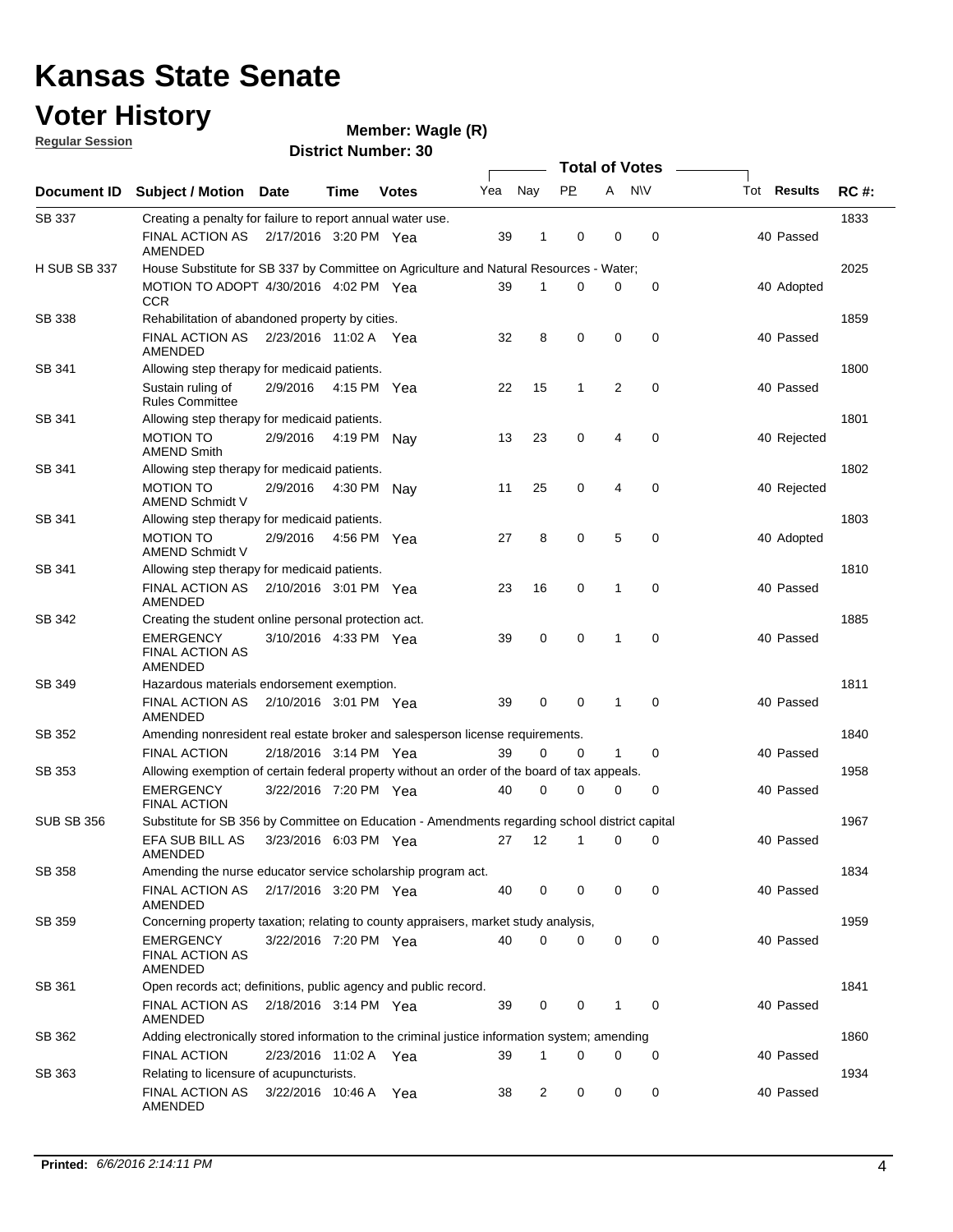# Kansas State Senate

# Voter History

**Regular Session**

**Member: Wagle (R)**

**District Number: 30**

| Document ID | Subject / Motion | Date | Time | Votes | Yea | Nay | PP | A | N\V | Tot | Results | RC #: |
|---|---|---|---|---|---|---|---|---|---|---|---|---|
| SB 337 | Creating a penalty for failure to report annual water use. | | | | | | | | | | | 1833 |
| | FINAL ACTION AS AMENDED | 2/17/2016 | 3:20 PM | Yea | 39 | 1 | 0 | 0 | 0 | 40 | Passed | |
| H SUB SB 337 | House Substitute for SB 337 by Committee on Agriculture and Natural Resources - Water; | | | | | | | | | | | 2025 |
| | MOTION TO ADOPT CCR | 4/30/2016 | 4:02 PM | Yea | 39 | 1 | 0 | 0 | 0 | 40 | Adopted | |
| SB 338 | Rehabilitation of abandoned property by cities. | | | | | | | | | | | 1859 |
| | FINAL ACTION AS AMENDED | 2/23/2016 | 11:02 A | Yea | 32 | 8 | 0 | 0 | 0 | 40 | Passed | |
| SB 341 | Allowing step therapy for medicaid patients. | | | | | | | | | | | 1800 |
| | Sustain ruling of Rules Committee | 2/9/2016 | 4:15 PM | Yea | 22 | 15 | 1 | 2 | 0 | 40 | Passed | |
| SB 341 | Allowing step therapy for medicaid patients. | | | | | | | | | | | 1801 |
| | MOTION TO AMEND Smith | 2/9/2016 | 4:19 PM | Nay | 13 | 23 | 0 | 4 | 0 | 40 | Rejected | |
| SB 341 | Allowing step therapy for medicaid patients. | | | | | | | | | | | 1802 |
| | MOTION TO AMEND Schmidt V | 2/9/2016 | 4:30 PM | Nay | 11 | 25 | 0 | 4 | 0 | 40 | Rejected | |
| SB 341 | Allowing step therapy for medicaid patients. | | | | | | | | | | | 1803 |
| | MOTION TO AMEND Schmidt V | 2/9/2016 | 4:56 PM | Yea | 27 | 8 | 0 | 5 | 0 | 40 | Adopted | |
| SB 341 | Allowing step therapy for medicaid patients. | | | | | | | | | | | 1810 |
| | FINAL ACTION AS AMENDED | 2/10/2016 | 3:01 PM | Yea | 23 | 16 | 0 | 1 | 0 | 40 | Passed | |
| SB 342 | Creating the student online personal protection act. | | | | | | | | | | | 1885 |
| | EMERGENCY FINAL ACTION AS AMENDED | 3/10/2016 | 4:33 PM | Yea | 39 | 0 | 0 | 1 | 0 | 40 | Passed | |
| SB 349 | Hazardous materials endorsement exemption. | | | | | | | | | | | 1811 |
| | FINAL ACTION AS AMENDED | 2/10/2016 | 3:01 PM | Yea | 39 | 0 | 0 | 1 | 0 | 40 | Passed | |
| SB 352 | Amending nonresident real estate broker and salesperson license requirements. | | | | | | | | | | | 1840 |
| | FINAL ACTION | 2/18/2016 | 3:14 PM | Yea | 39 | 0 | 0 | 1 | 0 | 40 | Passed | |
| SB 353 | Allowing exemption of certain federal property without an order of the board of tax appeals. | | | | | | | | | | | 1958 |
| | EMERGENCY FINAL ACTION | 3/22/2016 | 7:20 PM | Yea | 40 | 0 | 0 | 0 | 0 | 40 | Passed | |
| SUB SB 356 | Substitute for SB 356 by Committee on Education - Amendments regarding school district capital | | | | | | | | | | | 1967 |
| | EFA SUB BILL AS AMENDED | 3/23/2016 | 6:03 PM | Yea | 27 | 12 | 1 | 0 | 0 | 40 | Passed | |
| SB 358 | Amending the nurse educator service scholarship program act. | | | | | | | | | | | 1834 |
| | FINAL ACTION AS AMENDED | 2/17/2016 | 3:20 PM | Yea | 40 | 0 | 0 | 0 | 0 | 40 | Passed | |
| SB 359 | Concerning property taxation; relating to county appraisers, market study analysis, | | | | | | | | | | | 1959 |
| | EMERGENCY FINAL ACTION AS AMENDED | 3/22/2016 | 7:20 PM | Yea | 40 | 0 | 0 | 0 | 0 | 40 | Passed | |
| SB 361 | Open records act; definitions, public agency and public record. | | | | | | | | | | | 1841 |
| | FINAL ACTION AS AMENDED | 2/18/2016 | 3:14 PM | Yea | 39 | 0 | 0 | 1 | 0 | 40 | Passed | |
| SB 362 | Adding electronically stored information to the criminal justice information system; amending | | | | | | | | | | | 1860 |
| | FINAL ACTION | 2/23/2016 | 11:02 A | Yea | 39 | 1 | 0 | 0 | 0 | 40 | Passed | |
| SB 363 | Relating to licensure of acupuncturists. | | | | | | | | | | | 1934 |
| | FINAL ACTION AS AMENDED | 3/22/2016 | 10:46 A | Yea | 38 | 2 | 0 | 0 | 0 | 40 | Passed | |

**Printed:** *6/6/2016 2:14:11 PM*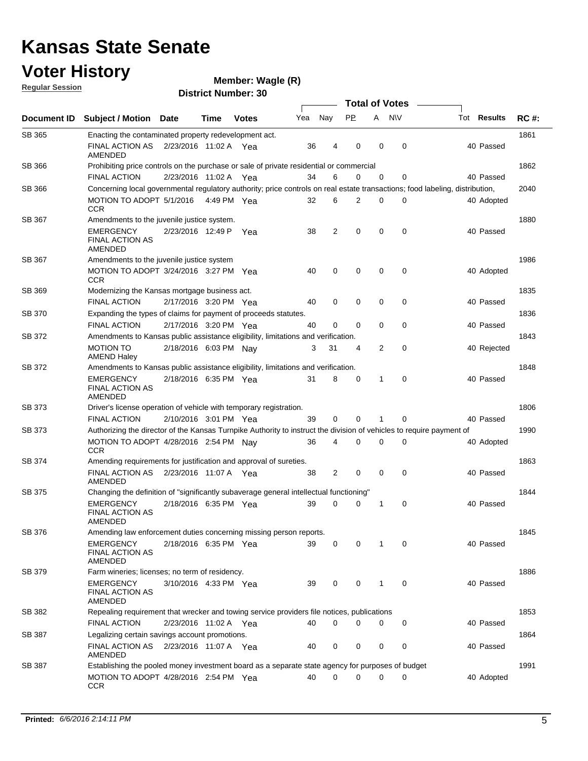# Kansas State Senate

# Voter History

**Regular Session**

**Member: Wagle (R)**

**District Number: 30**

| Document ID | Subject / Motion | Date | Time | Votes | Yea | Nay | PP | A | N\V | Tot | Results | RC #: |
|---|---|---|---|---|---|---|---|---|---|---|---|---|
| SB 365 | Enacting the contaminated property redevelopment act. | | | | | | | | | | | 1861 |
| | FINAL ACTION AS AMENDED | 2/23/2016 | 11:02 A | Yea | 36 | 4 | 0 | 0 | 0 | 40 | Passed | |
| SB 366 | Prohibiting price controls on the purchase or sale of private residential or commercial | | | | | | | | | | | 1862 |
| | FINAL ACTION | 2/23/2016 | 11:02 A | Yea | 34 | 6 | 0 | 0 | 0 | 40 | Passed | |
| SB 366 | Concerning local governmental regulatory authority; price controls on real estate transactions; food labeling, distribution, | | | | | | | | | | | 2040 |
| | MOTION TO ADOPT CCR | 5/1/2016 | 4:49 PM | Yea | 32 | 6 | 2 | 0 | 0 | 40 | Adopted | |
| SB 367 | Amendments to the juvenile justice system. | | | | | | | | | | | 1880 |
| | EMERGENCY FINAL ACTION AS AMENDED | 2/23/2016 | 12:49 P | Yea | 38 | 2 | 0 | 0 | 0 | 40 | Passed | |
| SB 367 | Amendments to the juvenile justice system | | | | | | | | | | | 1986 |
| | MOTION TO ADOPT CCR | 3/24/2016 | 3:27 PM | Yea | 40 | 0 | 0 | 0 | 0 | 40 | Adopted | |
| SB 369 | Modernizing the Kansas mortgage business act. | | | | | | | | | | | 1835 |
| | FINAL ACTION | 2/17/2016 | 3:20 PM | Yea | 40 | 0 | 0 | 0 | 0 | 40 | Passed | |
| SB 370 | Expanding the types of claims for payment of proceeds statutes. | | | | | | | | | | | 1836 |
| | FINAL ACTION | 2/17/2016 | 3:20 PM | Yea | 40 | 0 | 0 | 0 | 0 | 40 | Passed | |
| SB 372 | Amendments to Kansas public assistance eligibility, limitations and verification. | | | | | | | | | | | 1843 |
| | MOTION TO AMEND Haley | 2/18/2016 | 6:03 PM | Nay | 3 | 31 | 4 | 2 | 0 | 40 | Rejected | |
| SB 372 | Amendments to Kansas public assistance eligibility, limitations and verification. | | | | | | | | | | | 1848 |
| | EMERGENCY FINAL ACTION AS AMENDED | 2/18/2016 | 6:35 PM | Yea | 31 | 8 | 0 | 1 | 0 | 40 | Passed | |
| SB 373 | Driver's license operation of vehicle with temporary registration. | | | | | | | | | | | 1806 |
| | FINAL ACTION | 2/10/2016 | 3:01 PM | Yea | 39 | 0 | 0 | 1 | 0 | 40 | Passed | |
| SB 373 | Authorizing the director of the Kansas Turnpike Authority to instruct the division of vehicles to require payment of | | | | | | | | | | | 1990 |
| | MOTION TO ADOPT CCR | 4/28/2016 | 2:54 PM | Nay | 36 | 4 | 0 | 0 | 0 | 40 | Adopted | |
| SB 374 | Amending requirements for justification and approval of sureties. | | | | | | | | | | | 1863 |
| | FINAL ACTION AS AMENDED | 2/23/2016 | 11:07 A | Yea | 38 | 2 | 0 | 0 | 0 | 40 | Passed | |
| SB 375 | Changing the definition of "significantly subaverage general intellectual functioning" | | | | | | | | | | | 1844 |
| | EMERGENCY FINAL ACTION AS AMENDED | 2/18/2016 | 6:35 PM | Yea | 39 | 0 | 0 | 1 | 0 | 40 | Passed | |
| SB 376 | Amending law enforcement duties concerning missing person reports. | | | | | | | | | | | 1845 |
| | EMERGENCY FINAL ACTION AS AMENDED | 2/18/2016 | 6:35 PM | Yea | 39 | 0 | 0 | 1 | 0 | 40 | Passed | |
| SB 379 | Farm wineries; licenses; no term of residency. | | | | | | | | | | | 1886 |
| | EMERGENCY FINAL ACTION AS AMENDED | 3/10/2016 | 4:33 PM | Yea | 39 | 0 | 0 | 1 | 0 | 40 | Passed | |
| SB 382 | Repealing requirement that wrecker and towing service providers file notices, publications | | | | | | | | | | | 1853 |
| | FINAL ACTION | 2/23/2016 | 11:02 A | Yea | 40 | 0 | 0 | 0 | 0 | 40 | Passed | |
| SB 387 | Legalizing certain savings account promotions. | | | | | | | | | | | 1864 |
| | FINAL ACTION AS AMENDED | 2/23/2016 | 11:07 A | Yea | 40 | 0 | 0 | 0 | 0 | 40 | Passed | |
| SB 387 | Establishing the pooled money investment board as a separate state agency for purposes of budget | | | | | | | | | | | 1991 |
| | MOTION TO ADOPT CCR | 4/28/2016 | 2:54 PM | Yea | 40 | 0 | 0 | 0 | 0 | 40 | Adopted | |

**Printed:** *6/6/2016 2:14:11 PM*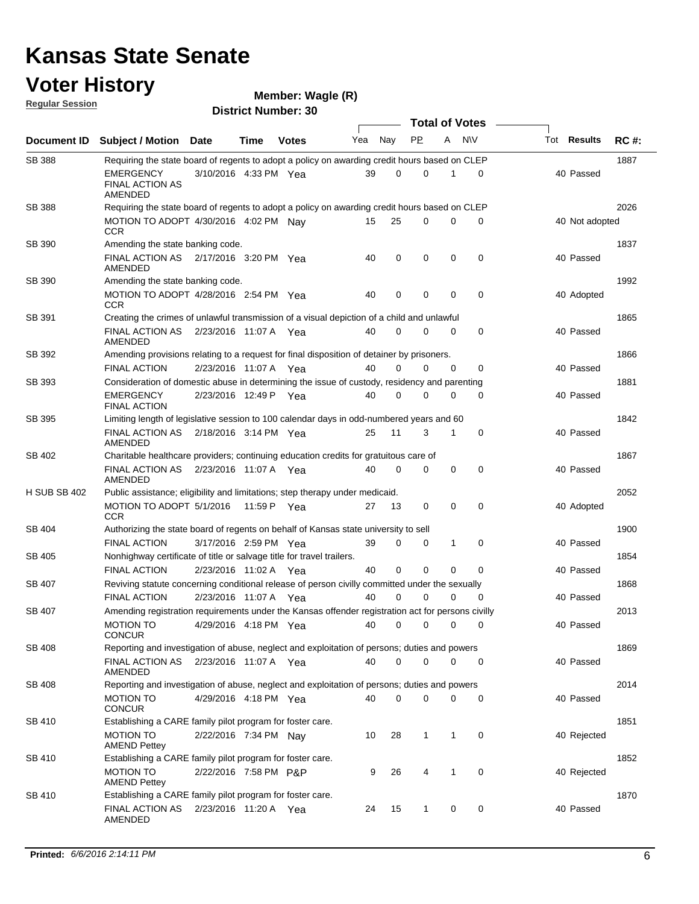# Kansas State Senate

# Voter History

**Regular Session**

**Member: Wagle (R)**

**District Number: 30**

| Document ID | Subject / Motion | Date | Time | Votes | Yea | Nay | PP | A | N\V | Tot | Results | RC #: |
|---|---|---|---|---|---|---|---|---|---|---|---|---|
| SB 388 | Requiring the state board of regents to adopt a policy on awarding credit hours based on CLEP | | | | | | | | | | | 1887 |
| | EMERGENCY FINAL ACTION AS AMENDED | 3/10/2016 | 4:33 PM | Yea | 39 | 0 | 0 | 1 | 0 | 40 | Passed | |
| SB 388 | Requiring the state board of regents to adopt a policy on awarding credit hours based on CLEP | | | | | | | | | | | 2026 |
| | MOTION TO ADOPT CCR | 4/30/2016 | 4:02 PM | Nay | 15 | 25 | 0 | 0 | 0 | 40 | Not adopted | |
| SB 390 | Amending the state banking code. | | | | | | | | | | | 1837 |
| | FINAL ACTION AS AMENDED | 2/17/2016 | 3:20 PM | Yea | 40 | 0 | 0 | 0 | 0 | 40 | Passed | |
| SB 390 | Amending the state banking code. | | | | | | | | | | | 1992 |
| | MOTION TO ADOPT CCR | 4/28/2016 | 2:54 PM | Yea | 40 | 0 | 0 | 0 | 0 | 40 | Adopted | |
| SB 391 | Creating the crimes of unlawful transmission of a visual depiction of a child and unlawful | | | | | | | | | | | 1865 |
| | FINAL ACTION AS AMENDED | 2/23/2016 | 11:07 A | Yea | 40 | 0 | 0 | 0 | 0 | 40 | Passed | |
| SB 392 | Amending provisions relating to a request for final disposition of detainer by prisoners. | | | | | | | | | | | 1866 |
| | FINAL ACTION | 2/23/2016 | 11:07 A | Yea | 40 | 0 | 0 | 0 | 0 | 40 | Passed | |
| SB 393 | Consideration of domestic abuse in determining the issue of custody, residency and parenting | | | | | | | | | | | 1881 |
| | EMERGENCY FINAL ACTION | 2/23/2016 | 12:49 P | Yea | 40 | 0 | 0 | 0 | 0 | 40 | Passed | |
| SB 395 | Limiting length of legislative session to 100 calendar days in odd-numbered years and 60 | | | | | | | | | | | 1842 |
| | FINAL ACTION AS AMENDED | 2/18/2016 | 3:14 PM | Yea | 25 | 11 | 3 | 1 | 0 | 40 | Passed | |
| SB 402 | Charitable healthcare providers; continuing education credits for gratuitous care of | | | | | | | | | | | 1867 |
| | FINAL ACTION AS AMENDED | 2/23/2016 | 11:07 A | Yea | 40 | 0 | 0 | 0 | 0 | 40 | Passed | |
| H SUB SB 402 | Public assistance; eligibility and limitations; step therapy under medicaid. | | | | | | | | | | | 2052 |
| | MOTION TO ADOPT CCR | 5/1/2016 | 11:59 P | Yea | 27 | 13 | 0 | 0 | 0 | 40 | Adopted | |
| SB 404 | Authorizing the state board of regents on behalf of Kansas state university to sell | | | | | | | | | | | 1900 |
| | FINAL ACTION | 3/17/2016 | 2:59 PM | Yea | 39 | 0 | 0 | 1 | 0 | 40 | Passed | |
| SB 405 | Nonhighway certificate of title or salvage title for travel trailers. | | | | | | | | | | | 1854 |
| | FINAL ACTION | 2/23/2016 | 11:02 A | Yea | 40 | 0 | 0 | 0 | 0 | 40 | Passed | |
| SB 407 | Reviving statute concerning conditional release of person civilly committed under the sexually | | | | | | | | | | | 1868 |
| | FINAL ACTION | 2/23/2016 | 11:07 A | Yea | 40 | 0 | 0 | 0 | 0 | 40 | Passed | |
| SB 407 | Amending registration requirements under the Kansas offender registration act for persons civilly | | | | | | | | | | | 2013 |
| | MOTION TO CONCUR | 4/29/2016 | 4:18 PM | Yea | 40 | 0 | 0 | 0 | 0 | 40 | Passed | |
| SB 408 | Reporting and investigation of abuse, neglect and exploitation of persons; duties and powers | | | | | | | | | | | 1869 |
| | FINAL ACTION AS AMENDED | 2/23/2016 | 11:07 A | Yea | 40 | 0 | 0 | 0 | 0 | 40 | Passed | |
| SB 408 | Reporting and investigation of abuse, neglect and exploitation of persons; duties and powers | | | | | | | | | | | 2014 |
| | MOTION TO CONCUR | 4/29/2016 | 4:18 PM | Yea | 40 | 0 | 0 | 0 | 0 | 40 | Passed | |
| SB 410 | Establishing a CARE family pilot program for foster care. | | | | | | | | | | | 1851 |
| | MOTION TO AMEND Pettey | 2/22/2016 | 7:34 PM | Nay | 10 | 28 | 1 | 1 | 0 | 40 | Rejected | |
| SB 410 | Establishing a CARE family pilot program for foster care. | | | | | | | | | | | 1852 |
| | MOTION TO AMEND Pettey | 2/22/2016 | 7:58 PM | P&P | 9 | 26 | 4 | 1 | 0 | 40 | Rejected | |
| SB 410 | Establishing a CARE family pilot program for foster care. | | | | | | | | | | | 1870 |
| | FINAL ACTION AS AMENDED | 2/23/2016 | 11:20 A | Yea | 24 | 15 | 1 | 0 | 0 | 40 | Passed | |

**Printed:** *6/6/2016 2:14:11 PM*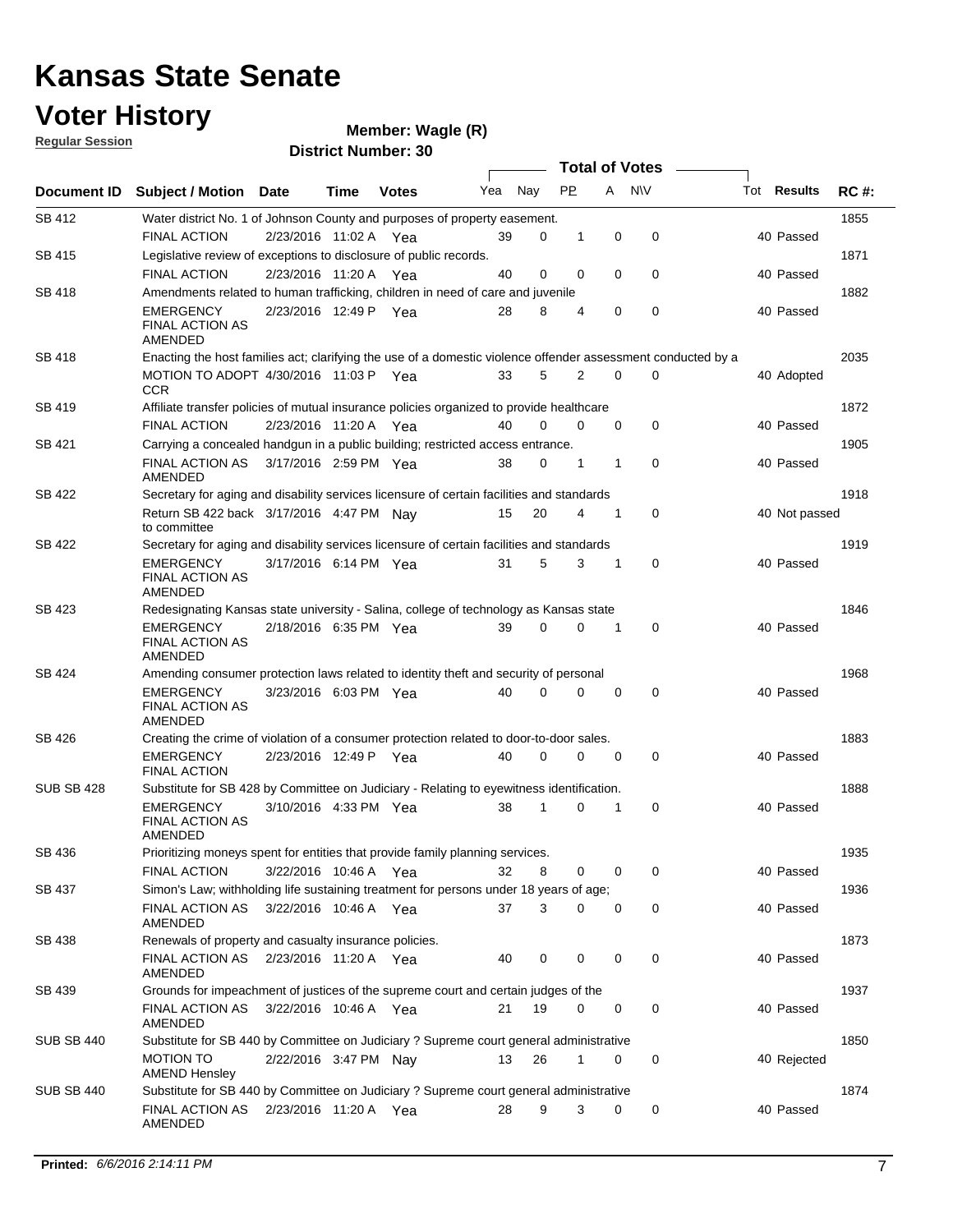# Kansas State Senate

# Voter History

**Regular Session**

**Member: Wagle (R)**

**District Number: 30**

| Document ID | Subject / Motion | Date | Time | Votes | Yea | Nay | PP | A | N\V | Tot | Results | RC #: |
|---|---|---|---|---|---|---|---|---|---|---|---|---|
| SB 412 | Water district No. 1 of Johnson County and purposes of property easement. | | | | | | | | | | | 1855 |
| | FINAL ACTION | 2/23/2016 | 11:02 A | Yea | 39 | 0 | 1 | 0 | 0 | 40 | Passed | |
| SB 415 | Legislative review of exceptions to disclosure of public records. | | | | | | | | | | | 1871 |
| | FINAL ACTION | 2/23/2016 | 11:20 A | Yea | 40 | 0 | 0 | 0 | 0 | 40 | Passed | |
| SB 418 | Amendments related to human trafficking, children in need of care and juvenile | | | | | | | | | | | 1882 |
| | EMERGENCY FINAL ACTION AS AMENDED | 2/23/2016 | 12:49 P | Yea | 28 | 8 | 4 | 0 | 0 | 40 | Passed | |
| SB 418 | Enacting the host families act; clarifying the use of a domestic violence offender assessment conducted by a | | | | | | | | | | | 2035 |
| | MOTION TO ADOPT CCR | 4/30/2016 | 11:03 P | Yea | 33 | 5 | 2 | 0 | 0 | 40 | Adopted | |
| SB 419 | Affiliate transfer policies of mutual insurance policies organized to provide healthcare | | | | | | | | | | | 1872 |
| | FINAL ACTION | 2/23/2016 | 11:20 A | Yea | 40 | 0 | 0 | 0 | 0 | 40 | Passed | |
| SB 421 | Carrying a concealed handgun in a public building; restricted access entrance. | | | | | | | | | | | 1905 |
| | FINAL ACTION AS AMENDED | 3/17/2016 | 2:59 PM | Yea | 38 | 0 | 1 | 1 | 0 | 40 | Passed | |
| SB 422 | Secretary for aging and disability services licensure of certain facilities and standards | | | | | | | | | | | 1918 |
| | Return SB 422 back to committee | 3/17/2016 | 4:47 PM | Nay | 15 | 20 | 4 | 1 | 0 | 40 | Not passed | |
| SB 422 | Secretary for aging and disability services licensure of certain facilities and standards | | | | | | | | | | | 1919 |
| | EMERGENCY FINAL ACTION AS AMENDED | 3/17/2016 | 6:14 PM | Yea | 31 | 5 | 3 | 1 | 0 | 40 | Passed | |
| SB 423 | Redesignating Kansas state university - Salina, college of technology as Kansas state | | | | | | | | | | | 1846 |
| | EMERGENCY FINAL ACTION AS AMENDED | 2/18/2016 | 6:35 PM | Yea | 39 | 0 | 0 | 1 | 0 | 40 | Passed | |
| SB 424 | Amending consumer protection laws related to identity theft and security of personal | | | | | | | | | | | 1968 |
| | EMERGENCY FINAL ACTION AS AMENDED | 3/23/2016 | 6:03 PM | Yea | 40 | 0 | 0 | 0 | 0 | 40 | Passed | |
| SB 426 | Creating the crime of violation of a consumer protection related to door-to-door sales. | | | | | | | | | | | 1883 |
| | EMERGENCY FINAL ACTION | 2/23/2016 | 12:49 P | Yea | 40 | 0 | 0 | 0 | 0 | 40 | Passed | |
| SUB SB 428 | Substitute for SB 428 by Committee on Judiciary - Relating to eyewitness identification. | | | | | | | | | | | 1888 |
| | EMERGENCY FINAL ACTION AS AMENDED | 3/10/2016 | 4:33 PM | Yea | 38 | 1 | 0 | 1 | 0 | 40 | Passed | |
| SB 436 | Prioritizing moneys spent for entities that provide family planning services. | | | | | | | | | | | 1935 |
| | FINAL ACTION | 3/22/2016 | 10:46 A | Yea | 32 | 8 | 0 | 0 | 0 | 40 | Passed | |
| SB 437 | Simon's Law; withholding life sustaining treatment for persons under 18 years of age; | | | | | | | | | | | 1936 |
| | FINAL ACTION AS AMENDED | 3/22/2016 | 10:46 A | Yea | 37 | 3 | 0 | 0 | 0 | 40 | Passed | |
| SB 438 | Renewals of property and casualty insurance policies. | | | | | | | | | | | 1873 |
| | FINAL ACTION AS AMENDED | 2/23/2016 | 11:20 A | Yea | 40 | 0 | 0 | 0 | 0 | 40 | Passed | |
| SB 439 | Grounds for impeachment of justices of the supreme court and certain judges of the | | | | | | | | | | | 1937 |
| | FINAL ACTION AS AMENDED | 3/22/2016 | 10:46 A | Yea | 21 | 19 | 0 | 0 | 0 | 40 | Passed | |
| SUB SB 440 | Substitute for SB 440 by Committee on Judiciary ? Supreme court general administrative | | | | | | | | | | | 1850 |
| | MOTION TO AMEND Hensley | 2/22/2016 | 3:47 PM | Nay | 13 | 26 | 1 | 0 | 0 | 40 | Rejected | |
| SUB SB 440 | Substitute for SB 440 by Committee on Judiciary ? Supreme court general administrative | | | | | | | | | | | 1874 |
| | FINAL ACTION AS AMENDED | 2/23/2016 | 11:20 A | Yea | 28 | 9 | 3 | 0 | 0 | 40 | Passed | |

**Printed:** *6/6/2016 2:14:11 PM*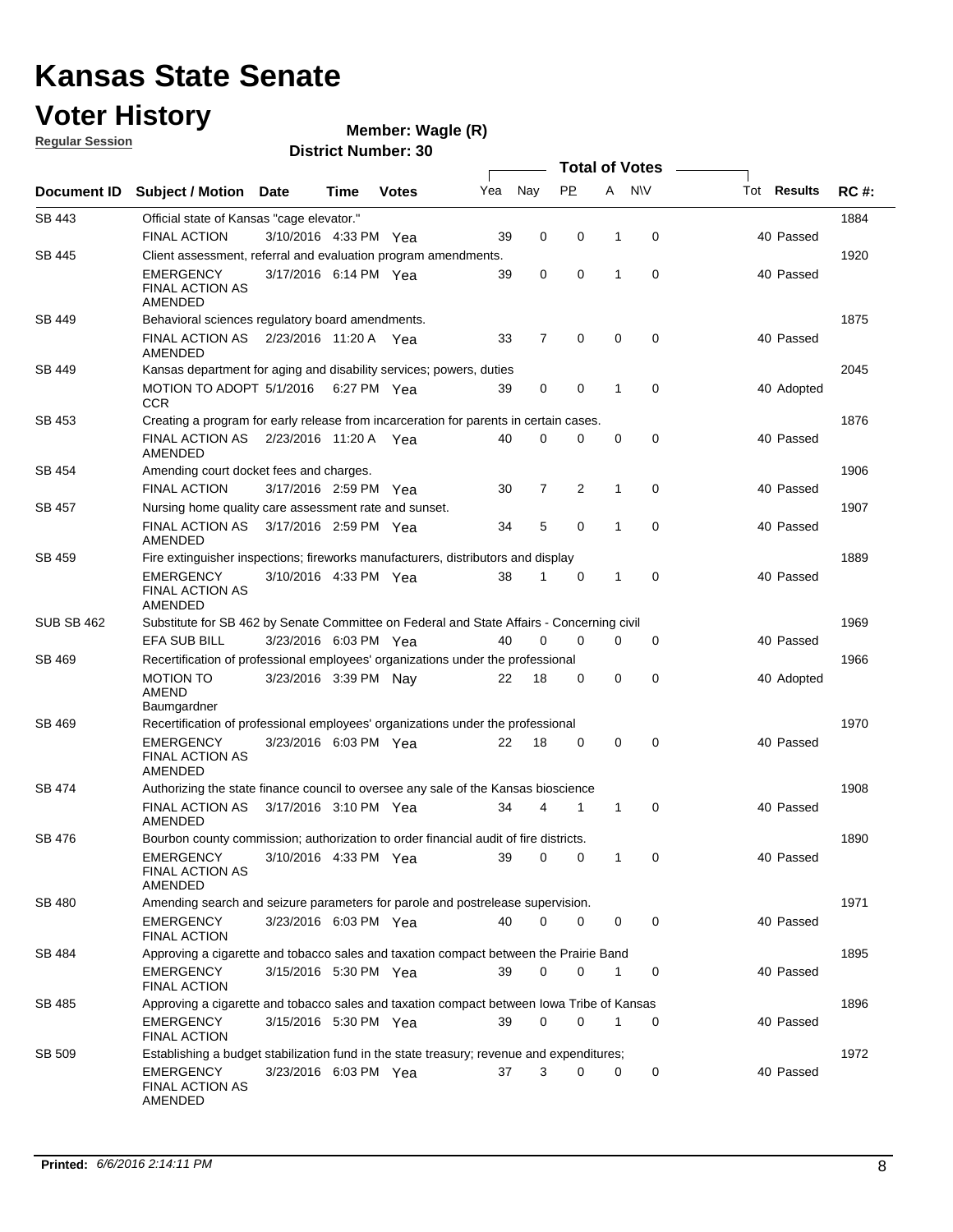# Kansas State Senate

# Voter History

**Regular Session**

**Member: Wagle (R)**

**District Number: 30**

| Document ID | Subject / Motion | Date | Time | Votes | Yea | Nay | PP | A | N\V | Tot | Results | RC #: |
|---|---|---|---|---|---|---|---|---|---|---|---|---|
| SB 443 | Official state of Kansas "cage elevator." | | | | | | | | | | | 1884 |
| | FINAL ACTION | 3/10/2016 | 4:33 PM | Yea | 39 | 0 | 0 | 1 | 0 | 40 | Passed | |
| SB 445 | Client assessment, referral and evaluation program amendments. | | | | | | | | | | | 1920 |
| | EMERGENCY FINAL ACTION AS AMENDED | 3/17/2016 | 6:14 PM | Yea | 39 | 0 | 0 | 1 | 0 | 40 | Passed | |
| SB 449 | Behavioral sciences regulatory board amendments. | | | | | | | | | | | 1875 |
| | FINAL ACTION AS AMENDED | 2/23/2016 | 11:20 A | Yea | 33 | 7 | 0 | 0 | 0 | 40 | Passed | |
| SB 449 | Kansas department for aging and disability services; powers, duties | | | | | | | | | | | 2045 |
| | MOTION TO ADOPT CCR | 5/1/2016 | 6:27 PM | Yea | 39 | 0 | 0 | 1 | 0 | 40 | Adopted | |
| SB 453 | Creating a program for early release from incarceration for parents in certain cases. | | | | | | | | | | | 1876 |
| | FINAL ACTION AS AMENDED | 2/23/2016 | 11:20 A | Yea | 40 | 0 | 0 | 0 | 0 | 40 | Passed | |
| SB 454 | Amending court docket fees and charges. | | | | | | | | | | | 1906 |
| | FINAL ACTION | 3/17/2016 | 2:59 PM | Yea | 30 | 7 | 2 | 1 | 0 | 40 | Passed | |
| SB 457 | Nursing home quality care assessment rate and sunset. | | | | | | | | | | | 1907 |
| | FINAL ACTION AS AMENDED | 3/17/2016 | 2:59 PM | Yea | 34 | 5 | 0 | 1 | 0 | 40 | Passed | |
| SB 459 | Fire extinguisher inspections; fireworks manufacturers, distributors and display | | | | | | | | | | | 1889 |
| | EMERGENCY FINAL ACTION AS AMENDED | 3/10/2016 | 4:33 PM | Yea | 38 | 1 | 0 | 1 | 0 | 40 | Passed | |
| SUB SB 462 | Substitute for SB 462 by Senate Committee on Federal and State Affairs - Concerning civil | | | | | | | | | | | 1969 |
| | EFA SUB BILL | 3/23/2016 | 6:03 PM | Yea | 40 | 0 | 0 | 0 | 0 | 40 | Passed | |
| SB 469 | Recertification of professional employees' organizations under the professional | | | | | | | | | | | 1966 |
| | MOTION TO AMEND Baumgardner | 3/23/2016 | 3:39 PM | Nay | 22 | 18 | 0 | 0 | 0 | 40 | Adopted | |
| SB 469 | Recertification of professional employees' organizations under the professional | | | | | | | | | | | 1970 |
| | EMERGENCY FINAL ACTION AS AMENDED | 3/23/2016 | 6:03 PM | Yea | 22 | 18 | 0 | 0 | 0 | 40 | Passed | |
| SB 474 | Authorizing the state finance council to oversee any sale of the Kansas bioscience | | | | | | | | | | | 1908 |
| | FINAL ACTION AS AMENDED | 3/17/2016 | 3:10 PM | Yea | 34 | 4 | 1 | 1 | 0 | 40 | Passed | |
| SB 476 | Bourbon county commission; authorization to order financial audit of fire districts. | | | | | | | | | | | 1890 |
| | EMERGENCY FINAL ACTION AS AMENDED | 3/10/2016 | 4:33 PM | Yea | 39 | 0 | 0 | 1 | 0 | 40 | Passed | |
| SB 480 | Amending search and seizure parameters for parole and postrelease supervision. | | | | | | | | | | | 1971 |
| | EMERGENCY FINAL ACTION | 3/23/2016 | 6:03 PM | Yea | 40 | 0 | 0 | 0 | 0 | 40 | Passed | |
| SB 484 | Approving a cigarette and tobacco sales and taxation compact between the Prairie Band | | | | | | | | | | | 1895 |
| | EMERGENCY FINAL ACTION | 3/15/2016 | 5:30 PM | Yea | 39 | 0 | 0 | 1 | 0 | 40 | Passed | |
| SB 485 | Approving a cigarette and tobacco sales and taxation compact between Iowa Tribe of Kansas | | | | | | | | | | | 1896 |
| | EMERGENCY FINAL ACTION | 3/15/2016 | 5:30 PM | Yea | 39 | 0 | 0 | 1 | 0 | 40 | Passed | |
| SB 509 | Establishing a budget stabilization fund in the state treasury; revenue and expenditures; | | | | | | | | | | | 1972 |
| | EMERGENCY FINAL ACTION AS AMENDED | 3/23/2016 | 6:03 PM | Yea | 37 | 3 | 0 | 0 | 0 | 40 | Passed | |

**Printed:** *6/6/2016 2:14:11 PM*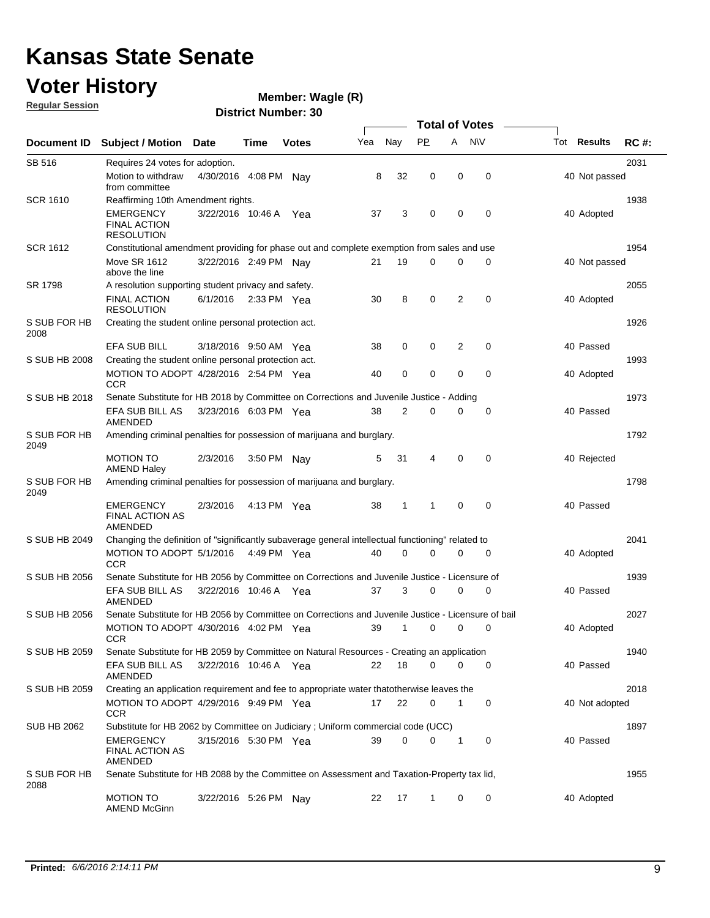# Kansas State Senate

# Voter History

**Regular Session**

**Member: Wagle (R)**

**District Number: 30**

| Document ID | Subject / Motion | Date | Time | Votes | Yea | Nay | PP | A | N\V | Tot | Results | RC #: |
|---|---|---|---|---|---|---|---|---|---|---|---|---|
| SB 516 | Requires 24 votes for adoption. | | | | | | | | | | | 2031 |
| | Motion to withdraw from committee | 4/30/2016 | 4:08 PM | Nay | 8 | 32 | 0 | 0 | 0 | 40 | Not passed | |
| SCR 1610 | Reaffirming 10th Amendment rights. | | | | | | | | | | | 1938 |
| | EMERGENCY FINAL ACTION RESOLUTION | 3/22/2016 | 10:46 A | Yea | 37 | 3 | 0 | 0 | 0 | 40 | Adopted | |
| SCR 1612 | Constitutional amendment providing for phase out and complete exemption from sales and use | | | | | | | | | | | 1954 |
| | Move SR 1612 above the line | 3/22/2016 | 2:49 PM | Nay | 21 | 19 | 0 | 0 | 0 | 40 | Not passed | |
| SR 1798 | A resolution supporting student privacy and safety. | | | | | | | | | | | 2055 |
| | FINAL ACTION RESOLUTION | 6/1/2016 | 2:33 PM | Yea | 30 | 8 | 0 | 2 | 0 | 40 | Adopted | |
| S SUB FOR HB 2008 | Creating the student online personal protection act. | | | | | | | | | | | 1926 |
| | EFA SUB BILL | 3/18/2016 | 9:50 AM | Yea | 38 | 0 | 0 | 2 | 0 | 40 | Passed | |
| S SUB HB 2008 | Creating the student online personal protection act. | | | | | | | | | | | 1993 |
| | MOTION TO ADOPT CCR | 4/28/2016 | 2:54 PM | Yea | 40 | 0 | 0 | 0 | 0 | 40 | Adopted | |
| S SUB HB 2018 | Senate Substitute for HB 2018 by Committee on Corrections and Juvenile Justice - Adding | | | | | | | | | | | 1973 |
| | EFA SUB BILL AS AMENDED | 3/23/2016 | 6:03 PM | Yea | 38 | 2 | 0 | 0 | 0 | 40 | Passed | |
| S SUB FOR HB 2049 | Amending criminal penalties for possession of marijuana and burglary. | | | | | | | | | | | 1792 |
| | MOTION TO AMEND Haley | 2/3/2016 | 3:50 PM | Nay | 5 | 31 | 4 | 0 | 0 | 40 | Rejected | |
| S SUB FOR HB 2049 | Amending criminal penalties for possession of marijuana and burglary. | | | | | | | | | | | 1798 |
| | EMERGENCY FINAL ACTION AS AMENDED | 2/3/2016 | 4:13 PM | Yea | 38 | 1 | 1 | 0 | 0 | 40 | Passed | |
| S SUB HB 2049 | Changing the definition of "significantly subaverage general intellectual functioning" related to | | | | | | | | | | | 2041 |
| | MOTION TO ADOPT CCR | 5/1/2016 | 4:49 PM | Yea | 40 | 0 | 0 | 0 | 0 | 40 | Adopted | |
| S SUB HB 2056 | Senate Substitute for HB 2056 by Committee on Corrections and Juvenile Justice - Licensure of | | | | | | | | | | | 1939 |
| | EFA SUB BILL AS AMENDED | 3/22/2016 | 10:46 A | Yea | 37 | 3 | 0 | 0 | 0 | 40 | Passed | |
| S SUB HB 2056 | Senate Substitute for HB 2056 by Committee on Corrections and Juvenile Justice - Licensure of bail | | | | | | | | | | | 2027 |
| | MOTION TO ADOPT CCR | 4/30/2016 | 4:02 PM | Yea | 39 | 1 | 0 | 0 | 0 | 40 | Adopted | |
| S SUB HB 2059 | Senate Substitute for HB 2059 by Committee on Natural Resources - Creating an application | | | | | | | | | | | 1940 |
| | EFA SUB BILL AS AMENDED | 3/22/2016 | 10:46 A | Yea | 22 | 18 | 0 | 0 | 0 | 40 | Passed | |
| S SUB HB 2059 | Creating an application requirement and fee to appropriate water thatotherwise leaves the | | | | | | | | | | | 2018 |
| | MOTION TO ADOPT CCR | 4/29/2016 | 9:49 PM | Yea | 17 | 22 | 0 | 1 | 0 | 40 | Not adopted | |
| SUB HB 2062 | Substitute for HB 2062 by Committee on Judiciary ; Uniform commercial code (UCC) | | | | | | | | | | | 1897 |
| | EMERGENCY FINAL ACTION AS AMENDED | 3/15/2016 | 5:30 PM | Yea | 39 | 0 | 0 | 1 | 0 | 40 | Passed | |
| S SUB FOR HB 2088 | Senate Substitute for HB 2088 by the Committee on Assessment and Taxation-Property tax lid, | | | | | | | | | | | 1955 |
| | MOTION TO AMEND McGinn | 3/22/2016 | 5:26 PM | Nay | 22 | 17 | 1 | 0 | 0 | 40 | Adopted | |

**Printed:** *6/6/2016 2:14:11 PM*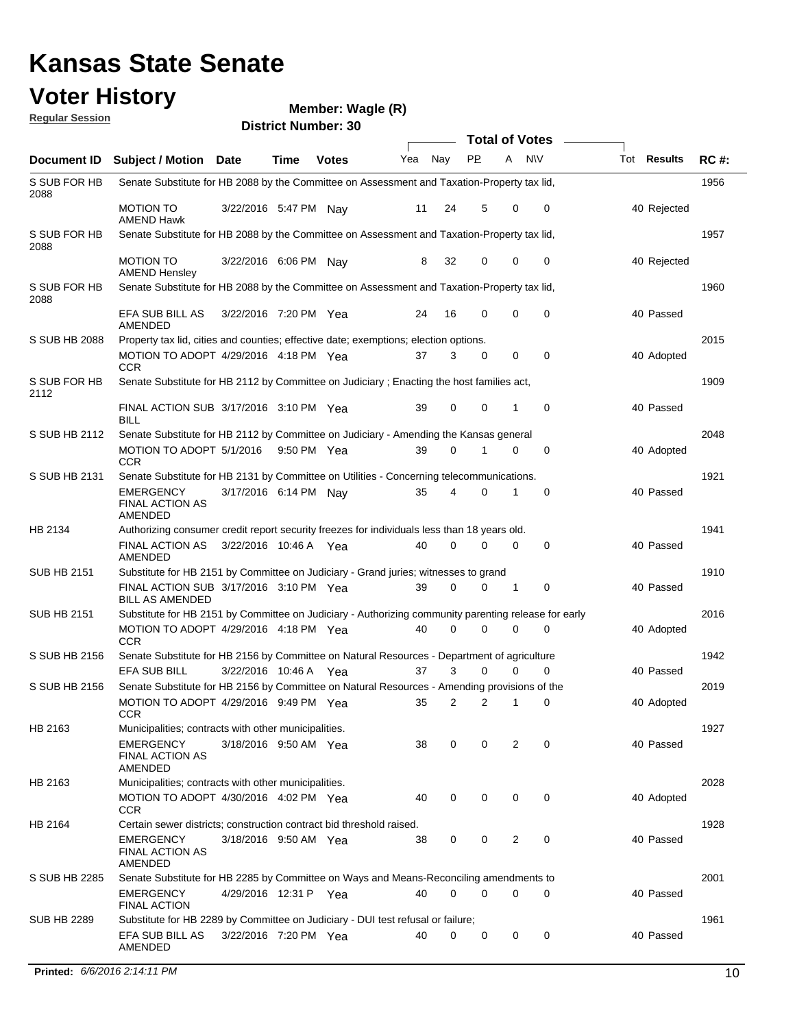# Kansas State Senate

# Voter History

**Regular Session**

**Member: Wagle (R)**

**District Number: 30**

| Document ID | Subject / Motion | Date | Time | Votes | Yea | Nay | PP | A | NV | Tot | Results | RC #: |
|---|---|---|---|---|---|---|---|---|---|---|---|---|
| S SUB FOR HB 2088 | Senate Substitute for HB 2088 by the Committee on Assessment and Taxation-Property tax lid, | | | | | | | | | | | 1956 |
| | MOTION TO AMEND Hawk | 3/22/2016 | 5:47 PM | Nay | 11 | 24 | 5 | 0 | 0 | 40 | Rejected | |
| S SUB FOR HB 2088 | Senate Substitute for HB 2088 by the Committee on Assessment and Taxation-Property tax lid, | | | | | | | | | | | 1957 |
| | MOTION TO AMEND Hensley | 3/22/2016 | 6:06 PM | Nay | 8 | 32 | 0 | 0 | 0 | 40 | Rejected | |
| S SUB FOR HB 2088 | Senate Substitute for HB 2088 by the Committee on Assessment and Taxation-Property tax lid, | | | | | | | | | | | 1960 |
| | EFA SUB BILL AS AMENDED | 3/22/2016 | 7:20 PM | Yea | 24 | 16 | 0 | 0 | 0 | 40 | Passed | |
| S SUB HB 2088 | Property tax lid, cities and counties; effective date; exemptions; election options. | | | | | | | | | | | 2015 |
| | MOTION TO ADOPT CCR | 4/29/2016 | 4:18 PM | Yea | 37 | 3 | 0 | 0 | 0 | 40 | Adopted | |
| S SUB FOR HB 2112 | Senate Substitute for HB 2112 by Committee on Judiciary ; Enacting the host families act, | | | | | | | | | | | 1909 |
| | FINAL ACTION SUB BILL | 3/17/2016 | 3:10 PM | Yea | 39 | 0 | 0 | 1 | 0 | 40 | Passed | |
| S SUB HB 2112 | Senate Substitute for HB 2112 by Committee on Judiciary - Amending the Kansas general | | | | | | | | | | | 2048 |
| | MOTION TO ADOPT CCR | 5/1/2016 | 9:50 PM | Yea | 39 | 0 | 1 | 0 | 0 | 40 | Adopted | |
| S SUB HB 2131 | Senate Substitute for HB 2131 by Committee on Utilities - Concerning telecommunications. | | | | | | | | | | | 1921 |
| | EMERGENCY FINAL ACTION AS AMENDED | 3/17/2016 | 6:14 PM | Nay | 35 | 4 | 0 | 1 | 0 | 40 | Passed | |
| HB 2134 | Authorizing consumer credit report security freezes for individuals less than 18 years old. | | | | | | | | | | | 1941 |
| | FINAL ACTION AS AMENDED | 3/22/2016 | 10:46 A | Yea | 40 | 0 | 0 | 0 | 0 | 40 | Passed | |
| SUB HB 2151 | Substitute for HB 2151 by Committee on Judiciary - Grand juries; witnesses to grand | | | | | | | | | | | 1910 |
| | FINAL ACTION SUB BILL AS AMENDED | 3/17/2016 | 3:10 PM | Yea | 39 | 0 | 0 | 1 | 0 | 40 | Passed | |
| SUB HB 2151 | Substitute for HB 2151 by Committee on Judiciary - Authorizing community parenting release for early | | | | | | | | | | | 2016 |
| | MOTION TO ADOPT CCR | 4/29/2016 | 4:18 PM | Yea | 40 | 0 | 0 | 0 | 0 | 40 | Adopted | |
| S SUB HB 2156 | Senate Substitute for HB 2156 by Committee on Natural Resources - Department of agriculture | | | | | | | | | | | 1942 |
| | EFA SUB BILL | 3/22/2016 | 10:46 A | Yea | 37 | 3 | 0 | 0 | 0 | 40 | Passed | |
| S SUB HB 2156 | Senate Substitute for HB 2156 by Committee on Natural Resources - Amending provisions of the | | | | | | | | | | | 2019 |
| | MOTION TO ADOPT CCR | 4/29/2016 | 9:49 PM | Yea | 35 | 2 | 2 | 1 | 0 | 40 | Adopted | |
| HB 2163 | Municipalities; contracts with other municipalities. | | | | | | | | | | | 1927 |
| | EMERGENCY FINAL ACTION AS AMENDED | 3/18/2016 | 9:50 AM | Yea | 38 | 0 | 0 | 2 | 0 | 40 | Passed | |
| HB 2163 | Municipalities; contracts with other municipalities. | | | | | | | | | | | 2028 |
| | MOTION TO ADOPT CCR | 4/30/2016 | 4:02 PM | Yea | 40 | 0 | 0 | 0 | 0 | 40 | Adopted | |
| HB 2164 | Certain sewer districts; construction contract bid threshold raised. | | | | | | | | | | | 1928 |
| | EMERGENCY FINAL ACTION AS AMENDED | 3/18/2016 | 9:50 AM | Yea | 38 | 0 | 0 | 2 | 0 | 40 | Passed | |
| S SUB HB 2285 | Senate Substitute for HB 2285 by Committee on Ways and Means-Reconciling amendments to | | | | | | | | | | | 2001 |
| | EMERGENCY FINAL ACTION | 4/29/2016 | 12:31 P | Yea | 40 | 0 | 0 | 0 | 0 | 40 | Passed | |
| SUB HB 2289 | Substitute for HB 2289 by Committee on Judiciary - DUI test refusal or failure; | | | | | | | | | | | 1961 |
| | EFA SUB BILL AS AMENDED | 3/22/2016 | 7:20 PM | Yea | 40 | 0 | 0 | 0 | 0 | 40 | Passed | |

**Printed:** *6/6/2016 2:14:11 PM*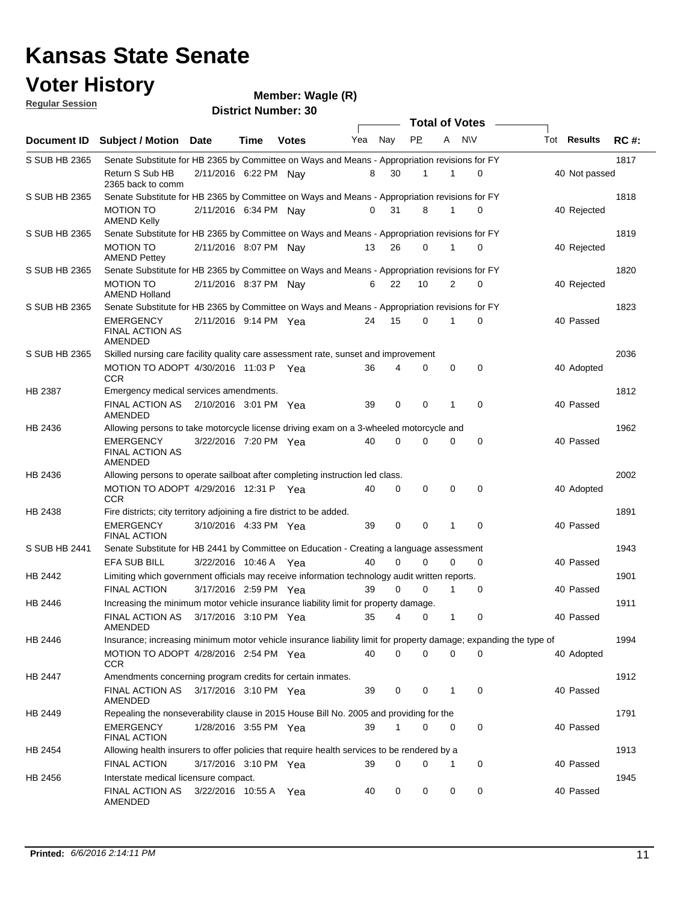# Kansas State Senate

# Voter History

**Regular Session**

**Member: Wagle (R)**

**District Number: 30**

| Document ID | Subject / Motion | Date | Time | Votes | Yea | Nay | PP | A | N\V | Tot | Results | RC #: |
|---|---|---|---|---|---|---|---|---|---|---|---|---|
| S SUB HB 2365 | Senate Substitute for HB 2365 by Committee on Ways and Means - Appropriation revisions for FY | | | | | | | | | | | 1817 |
| | Return S Sub HB 2365 back to comm | 2/11/2016 | 6:22 PM | Nay | 8 | 30 | 1 | 1 | 0 | 40 | Not passed | |
| S SUB HB 2365 | Senate Substitute for HB 2365 by Committee on Ways and Means - Appropriation revisions for FY | | | | | | | | | | | 1818 |
| | MOTION TO AMEND Kelly | 2/11/2016 | 6:34 PM | Nay | 0 | 31 | 8 | 1 | 0 | 40 | Rejected | |
| S SUB HB 2365 | Senate Substitute for HB 2365 by Committee on Ways and Means - Appropriation revisions for FY | | | | | | | | | | | 1819 |
| | MOTION TO AMEND Pettey | 2/11/2016 | 8:07 PM | Nay | 13 | 26 | 0 | 1 | 0 | 40 | Rejected | |
| S SUB HB 2365 | Senate Substitute for HB 2365 by Committee on Ways and Means - Appropriation revisions for FY | | | | | | | | | | | 1820 |
| | MOTION TO AMEND Holland | 2/11/2016 | 8:37 PM | Nay | 6 | 22 | 10 | 2 | 0 | 40 | Rejected | |
| S SUB HB 2365 | Senate Substitute for HB 2365 by Committee on Ways and Means - Appropriation revisions for FY | | | | | | | | | | | 1823 |
| | EMERGENCY FINAL ACTION AS AMENDED | 2/11/2016 | 9:14 PM | Yea | 24 | 15 | 0 | 1 | 0 | 40 | Passed | |
| S SUB HB 2365 | Skilled nursing care facility quality care assessment rate, sunset and improvement | | | | | | | | | | | 2036 |
| | MOTION TO ADOPT CCR | 4/30/2016 | 11:03 P | Yea | 36 | 4 | 0 | 0 | 0 | 40 | Adopted | |
| HB 2387 | Emergency medical services amendments. | | | | | | | | | | | 1812 |
| | FINAL ACTION AS AMENDED | 2/10/2016 | 3:01 PM | Yea | 39 | 0 | 0 | 1 | 0 | 40 | Passed | |
| HB 2436 | Allowing persons to take motorcycle license driving exam on a 3-wheeled motorcycle and | | | | | | | | | | | 1962 |
| | EMERGENCY FINAL ACTION AS AMENDED | 3/22/2016 | 7:20 PM | Yea | 40 | 0 | 0 | 0 | 0 | 40 | Passed | |
| HB 2436 | Allowing persons to operate sailboat after completing instruction led class. | | | | | | | | | | | 2002 |
| | MOTION TO ADOPT CCR | 4/29/2016 | 12:31 P | Yea | 40 | 0 | 0 | 0 | 0 | 40 | Adopted | |
| HB 2438 | Fire districts; city territory adjoining a fire district to be added. | | | | | | | | | | | 1891 |
| | EMERGENCY FINAL ACTION | 3/10/2016 | 4:33 PM | Yea | 39 | 0 | 0 | 1 | 0 | 40 | Passed | |
| S SUB HB 2441 | Senate Substitute for HB 2441 by Committee on Education - Creating a language assessment | | | | | | | | | | | 1943 |
| | EFA SUB BILL | 3/22/2016 | 10:46 A | Yea | 40 | 0 | 0 | 0 | 0 | 40 | Passed | |
| HB 2442 | Limiting which government officials may receive information technology audit written reports. | | | | | | | | | | | 1901 |
| | FINAL ACTION | 3/17/2016 | 2:59 PM | Yea | 39 | 0 | 0 | 1 | 0 | 40 | Passed | |
| HB 2446 | Increasing the minimum motor vehicle insurance liability limit for property damage. | | | | | | | | | | | 1911 |
| | FINAL ACTION AS AMENDED | 3/17/2016 | 3:10 PM | Yea | 35 | 4 | 0 | 1 | 0 | 40 | Passed | |
| HB 2446 | Insurance; increasing minimum motor vehicle insurance liability limit for property damage; expanding the type of | | | | | | | | | | | 1994 |
| | MOTION TO ADOPT CCR | 4/28/2016 | 2:54 PM | Yea | 40 | 0 | 0 | 0 | 0 | 40 | Adopted | |
| HB 2447 | Amendments concerning program credits for certain inmates. | | | | | | | | | | | 1912 |
| | FINAL ACTION AS AMENDED | 3/17/2016 | 3:10 PM | Yea | 39 | 0 | 0 | 1 | 0 | 40 | Passed | |
| HB 2449 | Repealing the nonseverability clause in 2015 House Bill No. 2005 and providing for the | | | | | | | | | | | 1791 |
| | EMERGENCY FINAL ACTION | 1/28/2016 | 3:55 PM | Yea | 39 | 1 | 0 | 0 | 0 | 40 | Passed | |
| HB 2454 | Allowing health insurers to offer policies that require health services to be rendered by a | | | | | | | | | | | 1913 |
| | FINAL ACTION | 3/17/2016 | 3:10 PM | Yea | 39 | 0 | 0 | 1 | 0 | 40 | Passed | |
| HB 2456 | Interstate medical licensure compact. | | | | | | | | | | | 1945 |
| | FINAL ACTION AS AMENDED | 3/22/2016 | 10:55 A | Yea | 40 | 0 | 0 | 0 | 0 | 40 | Passed | |

**Printed:** *6/6/2016 2:14:11 PM*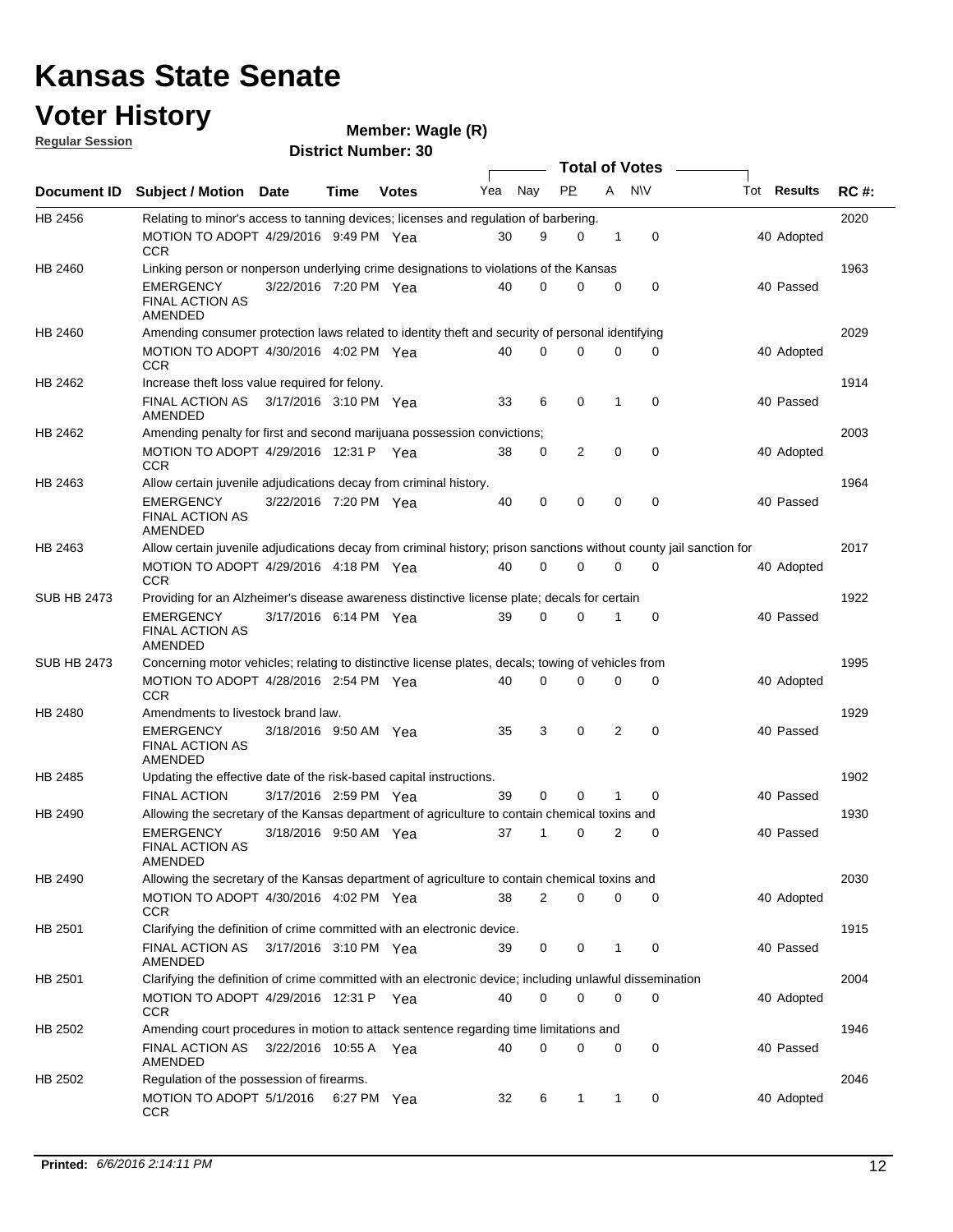# Kansas State Senate

## Voter History

**Regular Session**

**Member: Wagle (R)**

**District Number: 30**

| Document ID | Subject / Motion | Date | Time | Votes | Yea | Nay | PP | A | N\V | Tot | Results | RC #: |
|---|---|---|---|---|---|---|---|---|---|---|---|---|
| HB 2456 | Relating to minor's access to tanning devices; licenses and regulation of barbering. | | | | | | | | | | | 2020 |
| | MOTION TO ADOPT CCR | 4/29/2016 | 9:49 PM | Yea | 30 | 9 | 0 | 1 | 0 | 40 | Adopted | |
| HB 2460 | Linking person or nonperson underlying crime designations to violations of the Kansas | | | | | | | | | | | 1963 |
| | EMERGENCY FINAL ACTION AS AMENDED | 3/22/2016 | 7:20 PM | Yea | 40 | 0 | 0 | 0 | 0 | 40 | Passed | |
| HB 2460 | Amending consumer protection laws related to identity theft and security of personal identifying | | | | | | | | | | | 2029 |
| | MOTION TO ADOPT CCR | 4/30/2016 | 4:02 PM | Yea | 40 | 0 | 0 | 0 | 0 | 40 | Adopted | |
| HB 2462 | Increase theft loss value required for felony. | | | | | | | | | | | 1914 |
| | FINAL ACTION AS AMENDED | 3/17/2016 | 3:10 PM | Yea | 33 | 6 | 0 | 1 | 0 | 40 | Passed | |
| HB 2462 | Amending penalty for first and second marijuana possession convictions; | | | | | | | | | | | 2003 |
| | MOTION TO ADOPT CCR | 4/29/2016 | 12:31 P | Yea | 38 | 0 | 2 | 0 | 0 | 40 | Adopted | |
| HB 2463 | Allow certain juvenile adjudications decay from criminal history. | | | | | | | | | | | 1964 |
| | EMERGENCY FINAL ACTION AS AMENDED | 3/22/2016 | 7:20 PM | Yea | 40 | 0 | 0 | 0 | 0 | 40 | Passed | |
| HB 2463 | Allow certain juvenile adjudications decay from criminal history; prison sanctions without county jail sanction for | | | | | | | | | | | 2017 |
| | MOTION TO ADOPT CCR | 4/29/2016 | 4:18 PM | Yea | 40 | 0 | 0 | 0 | 0 | 40 | Adopted | |
| SUB HB 2473 | Providing for an Alzheimer's disease awareness distinctive license plate; decals for certain | | | | | | | | | | | 1922 |
| | EMERGENCY FINAL ACTION AS AMENDED | 3/17/2016 | 6:14 PM | Yea | 39 | 0 | 0 | 1 | 0 | 40 | Passed | |
| SUB HB 2473 | Concerning motor vehicles; relating to distinctive license plates, decals; towing of vehicles from | | | | | | | | | | | 1995 |
| | MOTION TO ADOPT CCR | 4/28/2016 | 2:54 PM | Yea | 40 | 0 | 0 | 0 | 0 | 40 | Adopted | |
| HB 2480 | Amendments to livestock brand law. | | | | | | | | | | | 1929 |
| | EMERGENCY FINAL ACTION AS AMENDED | 3/18/2016 | 9:50 AM | Yea | 35 | 3 | 0 | 2 | 0 | 40 | Passed | |
| HB 2485 | Updating the effective date of the risk-based capital instructions. | | | | | | | | | | | 1902 |
| | FINAL ACTION | 3/17/2016 | 2:59 PM | Yea | 39 | 0 | 0 | 1 | 0 | 40 | Passed | |
| HB 2490 | Allowing the secretary of the Kansas department of agriculture to contain chemical toxins and | | | | | | | | | | | 1930 |
| | EMERGENCY FINAL ACTION AS AMENDED | 3/18/2016 | 9:50 AM | Yea | 37 | 1 | 0 | 2 | 0 | 40 | Passed | |
| HB 2490 | Allowing the secretary of the Kansas department of agriculture to contain chemical toxins and | | | | | | | | | | | 2030 |
| | MOTION TO ADOPT CCR | 4/30/2016 | 4:02 PM | Yea | 38 | 2 | 0 | 0 | 0 | 40 | Adopted | |
| HB 2501 | Clarifying the definition of crime committed with an electronic device. | | | | | | | | | | | 1915 |
| | FINAL ACTION AS AMENDED | 3/17/2016 | 3:10 PM | Yea | 39 | 0 | 0 | 1 | 0 | 40 | Passed | |
| HB 2501 | Clarifying the definition of crime committed with an electronic device; including unlawful dissemination | | | | | | | | | | | 2004 |
| | MOTION TO ADOPT CCR | 4/29/2016 | 12:31 P | Yea | 40 | 0 | 0 | 0 | 0 | 40 | Adopted | |
| HB 2502 | Amending court procedures in motion to attack sentence regarding time limitations and | | | | | | | | | | | 1946 |
| | FINAL ACTION AS AMENDED | 3/22/2016 | 10:55 A | Yea | 40 | 0 | 0 | 0 | 0 | 40 | Passed | |
| HB 2502 | Regulation of the possession of firearms. | | | | | | | | | | | 2046 |
| | MOTION TO ADOPT CCR | 5/1/2016 | 6:27 PM | Yea | 32 | 6 | 1 | 1 | 0 | 40 | Adopted | |

**Printed:** *6/6/2016 2:14:11 PM*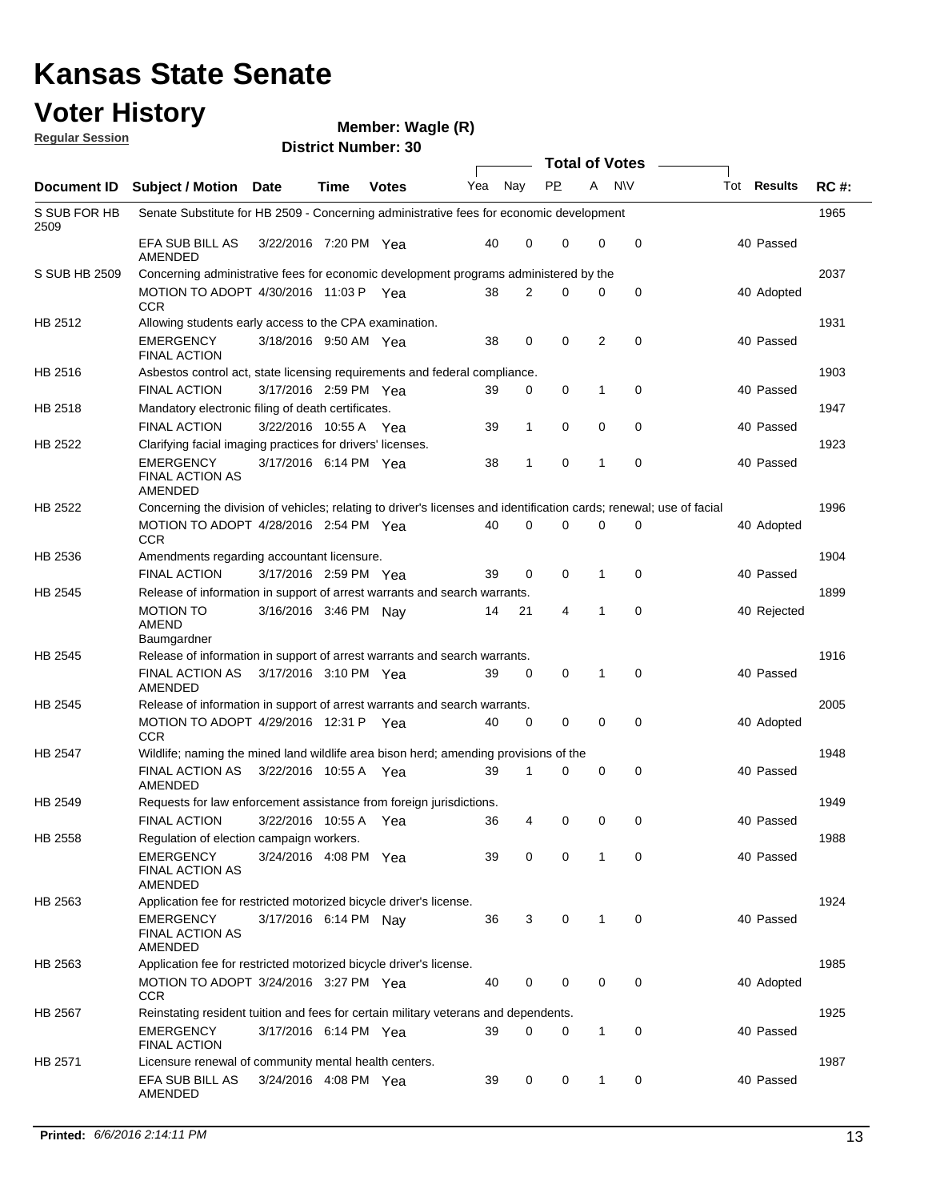# Kansas State Senate

# Voter History

**Regular Session**

**Member: Wagle (R)**

**District Number: 30**

| Document ID | Subject / Motion | Date | Time | Votes | Yea | Nay | PP | A | N\V | Tot | Results | RC #: |
|---|---|---|---|---|---|---|---|---|---|---|---|---|
| S SUB FOR HB 2509 | Senate Substitute for HB 2509 - Concerning administrative fees for economic development | | | | | | | | | | | 1965 |
| | EFA SUB BILL AS AMENDED | 3/22/2016 | 7:20 PM | Yea | 40 | 0 | 0 | 0 | 0 | 40 | Passed | |
| S SUB HB 2509 | Concerning administrative fees for economic development programs administered by the | | | | | | | | | | | 2037 |
| | MOTION TO ADOPT CCR | 4/30/2016 | 11:03 P | Yea | 38 | 2 | 0 | 0 | 0 | 40 | Adopted | |
| HB 2512 | Allowing students early access to the CPA examination. | | | | | | | | | | | 1931 |
| | EMERGENCY FINAL ACTION | 3/18/2016 | 9:50 AM | Yea | 38 | 0 | 0 | 2 | 0 | 40 | Passed | |
| HB 2516 | Asbestos control act, state licensing requirements and federal compliance. | | | | | | | | | | | 1903 |
| | FINAL ACTION | 3/17/2016 | 2:59 PM | Yea | 39 | 0 | 0 | 1 | 0 | 40 | Passed | |
| HB 2518 | Mandatory electronic filing of death certificates. | | | | | | | | | | | 1947 |
| | FINAL ACTION | 3/22/2016 | 10:55 A | Yea | 39 | 1 | 0 | 0 | 0 | 40 | Passed | |
| HB 2522 | Clarifying facial imaging practices for drivers' licenses. | | | | | | | | | | | 1923 |
| | EMERGENCY FINAL ACTION AS AMENDED | 3/17/2016 | 6:14 PM | Yea | 38 | 1 | 0 | 1 | 0 | 40 | Passed | |
| HB 2522 | Concerning the division of vehicles; relating to driver's licenses and identification cards; renewal; use of facial | | | | | | | | | | | 1996 |
| | MOTION TO ADOPT CCR | 4/28/2016 | 2:54 PM | Yea | 40 | 0 | 0 | 0 | 0 | 40 | Adopted | |
| HB 2536 | Amendments regarding accountant licensure. | | | | | | | | | | | 1904 |
| | FINAL ACTION | 3/17/2016 | 2:59 PM | Yea | 39 | 0 | 0 | 1 | 0 | 40 | Passed | |
| HB 2545 | Release of information in support of arrest warrants and search warrants. | | | | | | | | | | | 1899 |
| | MOTION TO AMEND Baumgardner | 3/16/2016 | 3:46 PM | Nay | 14 | 21 | 4 | 1 | 0 | 40 | Rejected | |
| HB 2545 | Release of information in support of arrest warrants and search warrants. | | | | | | | | | | | 1916 |
| | FINAL ACTION AS AMENDED | 3/17/2016 | 3:10 PM | Yea | 39 | 0 | 0 | 1 | 0 | 40 | Passed | |
| HB 2545 | Release of information in support of arrest warrants and search warrants. | | | | | | | | | | | 2005 |
| | MOTION TO ADOPT CCR | 4/29/2016 | 12:31 P | Yea | 40 | 0 | 0 | 0 | 0 | 40 | Adopted | |
| HB 2547 | Wildlife; naming the mined land wildlife area bison herd; amending provisions of the | | | | | | | | | | | 1948 |
| | FINAL ACTION AS AMENDED | 3/22/2016 | 10:55 A | Yea | 39 | 1 | 0 | 0 | 0 | 40 | Passed | |
| HB 2549 | Requests for law enforcement assistance from foreign jurisdictions. | | | | | | | | | | | 1949 |
| | FINAL ACTION | 3/22/2016 | 10:55 A | Yea | 36 | 4 | 0 | 0 | 0 | 40 | Passed | |
| HB 2558 | Regulation of election campaign workers. | | | | | | | | | | | 1988 |
| | EMERGENCY FINAL ACTION AS AMENDED | 3/24/2016 | 4:08 PM | Yea | 39 | 0 | 0 | 1 | 0 | 40 | Passed | |
| HB 2563 | Application fee for restricted motorized bicycle driver's license. | | | | | | | | | | | 1924 |
| | EMERGENCY FINAL ACTION AS AMENDED | 3/17/2016 | 6:14 PM | Nay | 36 | 3 | 0 | 1 | 0 | 40 | Passed | |
| HB 2563 | Application fee for restricted motorized bicycle driver's license. | | | | | | | | | | | 1985 |
| | MOTION TO ADOPT CCR | 3/24/2016 | 3:27 PM | Yea | 40 | 0 | 0 | 0 | 0 | 40 | Adopted | |
| HB 2567 | Reinstating resident tuition and fees for certain military veterans and dependents. | | | | | | | | | | | 1925 |
| | EMERGENCY FINAL ACTION | 3/17/2016 | 6:14 PM | Yea | 39 | 0 | 0 | 1 | 0 | 40 | Passed | |
| HB 2571 | Licensure renewal of community mental health centers. | | | | | | | | | | | 1987 |
| | EFA SUB BILL AS AMENDED | 3/24/2016 | 4:08 PM | Yea | 39 | 0 | 0 | 1 | 0 | 40 | Passed | |

**Printed:** *6/6/2016 2:14:11 PM*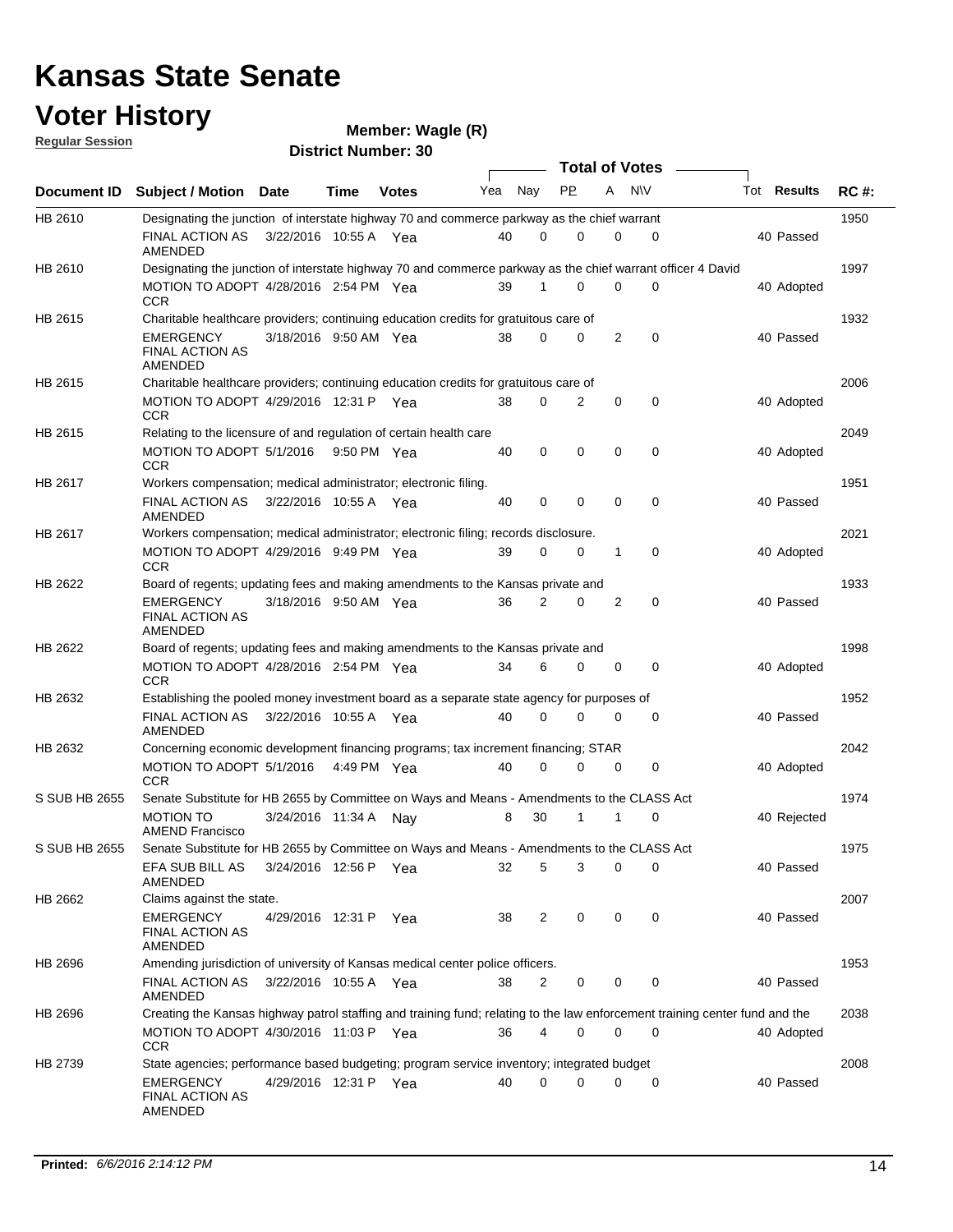# Kansas State Senate

## Voter History

**Regular Session**

**Member: Wagle (R)**

**District Number: 30**

| Document ID | Subject / Motion | Date | Time | Votes | Yea | Nay | PP | A | N\V | Tot | Results | RC #: |
|---|---|---|---|---|---|---|---|---|---|---|---|---|
| HB 2610 | Designating the junction of interstate highway 70 and commerce parkway as the chief warrant | | | | | | | | | | | 1950 |
| | FINAL ACTION AS AMENDED | 3/22/2016 | 10:55 A | Yea | 40 | 0 | 0 | 0 | 0 | 40 | Passed | |
| HB 2610 | Designating the junction of interstate highway 70 and commerce parkway as the chief warrant officer 4 David | | | | | | | | | | | 1997 |
| | MOTION TO ADOPT CCR | 4/28/2016 | 2:54 PM | Yea | 39 | 1 | 0 | 0 | 0 | 40 | Adopted | |
| HB 2615 | Charitable healthcare providers; continuing education credits for gratuitous care of | | | | | | | | | | | 1932 |
| | EMERGENCY FINAL ACTION AS AMENDED | 3/18/2016 | 9:50 AM | Yea | 38 | 0 | 0 | 2 | 0 | 40 | Passed | |
| HB 2615 | Charitable healthcare providers; continuing education credits for gratuitous care of | | | | | | | | | | | 2006 |
| | MOTION TO ADOPT CCR | 4/29/2016 | 12:31 P | Yea | 38 | 0 | 2 | 0 | 0 | 40 | Adopted | |
| HB 2615 | Relating to the licensure of and regulation of certain health care | | | | | | | | | | | 2049 |
| | MOTION TO ADOPT CCR | 5/1/2016 | 9:50 PM | Yea | 40 | 0 | 0 | 0 | 0 | 40 | Adopted | |
| HB 2617 | Workers compensation; medical administrator; electronic filing. | | | | | | | | | | | 1951 |
| | FINAL ACTION AS AMENDED | 3/22/2016 | 10:55 A | Yea | 40 | 0 | 0 | 0 | 0 | 40 | Passed | |
| HB 2617 | Workers compensation; medical administrator; electronic filing; records disclosure. | | | | | | | | | | | 2021 |
| | MOTION TO ADOPT CCR | 4/29/2016 | 9:49 PM | Yea | 39 | 0 | 0 | 1 | 0 | 40 | Adopted | |
| HB 2622 | Board of regents; updating fees and making amendments to the Kansas private and | | | | | | | | | | | 1933 |
| | EMERGENCY FINAL ACTION AS AMENDED | 3/18/2016 | 9:50 AM | Yea | 36 | 2 | 0 | 2 | 0 | 40 | Passed | |
| HB 2622 | Board of regents; updating fees and making amendments to the Kansas private and | | | | | | | | | | | 1998 |
| | MOTION TO ADOPT CCR | 4/28/2016 | 2:54 PM | Yea | 34 | 6 | 0 | 0 | 0 | 40 | Adopted | |
| HB 2632 | Establishing the pooled money investment board as a separate state agency for purposes of | | | | | | | | | | | 1952 |
| | FINAL ACTION AS AMENDED | 3/22/2016 | 10:55 A | Yea | 40 | 0 | 0 | 0 | 0 | 40 | Passed | |
| HB 2632 | Concerning economic development financing programs; tax increment financing; STAR | | | | | | | | | | | 2042 |
| | MOTION TO ADOPT CCR | 5/1/2016 | 4:49 PM | Yea | 40 | 0 | 0 | 0 | 0 | 40 | Adopted | |
| S SUB HB 2655 | Senate Substitute for HB 2655 by Committee on Ways and Means - Amendments to the CLASS Act | | | | | | | | | | | 1974 |
| | MOTION TO AMEND Francisco | 3/24/2016 | 11:34 A | Nay | 8 | 30 | 1 | 1 | 0 | 40 | Rejected | |
| S SUB HB 2655 | Senate Substitute for HB 2655 by Committee on Ways and Means - Amendments to the CLASS Act | | | | | | | | | | | 1975 |
| | EFA SUB BILL AS AMENDED | 3/24/2016 | 12:56 P | Yea | 32 | 5 | 3 | 0 | 0 | 40 | Passed | |
| HB 2662 | Claims against the state. | | | | | | | | | | | 2007 |
| | EMERGENCY FINAL ACTION AS AMENDED | 4/29/2016 | 12:31 P | Yea | 38 | 2 | 0 | 0 | 0 | 40 | Passed | |
| HB 2696 | Amending jurisdiction of university of Kansas medical center police officers. | | | | | | | | | | | 1953 |
| | FINAL ACTION AS AMENDED | 3/22/2016 | 10:55 A | Yea | 38 | 2 | 0 | 0 | 0 | 40 | Passed | |
| HB 2696 | Creating the Kansas highway patrol staffing and training fund; relating to the law enforcement training center fund and the | | | | | | | | | | | 2038 |
| | MOTION TO ADOPT CCR | 4/30/2016 | 11:03 P | Yea | 36 | 4 | 0 | 0 | 0 | 40 | Adopted | |
| HB 2739 | State agencies; performance based budgeting; program service inventory; integrated budget | | | | | | | | | | | 2008 |
| | EMERGENCY FINAL ACTION AS AMENDED | 4/29/2016 | 12:31 P | Yea | 40 | 0 | 0 | 0 | 0 | 40 | Passed | |

**Printed:** *6/6/2016 2:14:12 PM*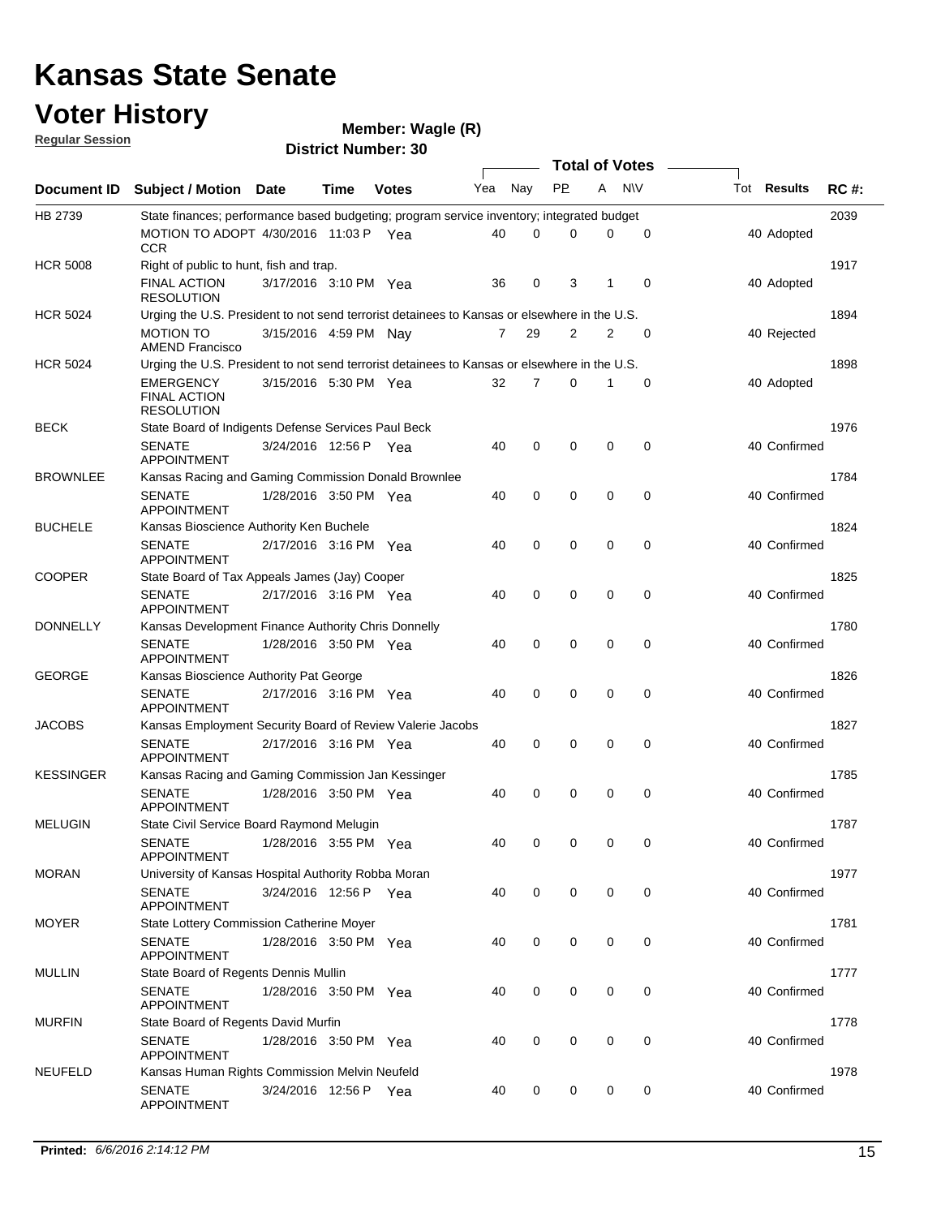# Kansas State Senate

## Voter History

**Regular Session**

**Member: Wagle (R)**

**District Number: 30**

| Document ID | Subject / Motion | Date | Time | Votes | Yea | Nay | PP | A | N\V | Tot | Results | RC #: |
|---|---|---|---|---|---|---|---|---|---|---|---|---|
| HB 2739 | State finances; performance based budgeting; program service inventory; integrated budget | | | | | | | | | | | 2039 |
| | MOTION TO ADOPT CCR | 4/30/2016 | 11:03 P | Yea | 40 | 0 | 0 | 0 | 0 | 40 | Adopted | |
| HCR 5008 | Right of public to hunt, fish and trap. | | | | | | | | | | | 1917 |
| | FINAL ACTION RESOLUTION | 3/17/2016 | 3:10 PM | Yea | 36 | 0 | 3 | 1 | 0 | 40 | Adopted | |
| HCR 5024 | Urging the U.S. President to not send terrorist detainees to Kansas or elsewhere in the U.S. | | | | | | | | | | | 1894 |
| | MOTION TO AMEND Francisco | 3/15/2016 | 4:59 PM | Nay | 7 | 29 | 2 | 2 | 0 | 40 | Rejected | |
| HCR 5024 | Urging the U.S. President to not send terrorist detainees to Kansas or elsewhere in the U.S. | | | | | | | | | | | 1898 |
| | EMERGENCY FINAL ACTION RESOLUTION | 3/15/2016 | 5:30 PM | Yea | 32 | 7 | 0 | 1 | 0 | 40 | Adopted | |
| BECK | State Board of Indigents Defense Services Paul Beck | | | | | | | | | | | 1976 |
| | SENATE APPOINTMENT | 3/24/2016 | 12:56 P | Yea | 40 | 0 | 0 | 0 | 0 | 40 | Confirmed | |
| BROWNLEE | Kansas Racing and Gaming Commission Donald Brownlee | | | | | | | | | | | 1784 |
| | SENATE APPOINTMENT | 1/28/2016 | 3:50 PM | Yea | 40 | 0 | 0 | 0 | 0 | 40 | Confirmed | |
| BUCHELE | Kansas Bioscience Authority Ken Buchele | | | | | | | | | | | 1824 |
| | SENATE APPOINTMENT | 2/17/2016 | 3:16 PM | Yea | 40 | 0 | 0 | 0 | 0 | 40 | Confirmed | |
| COOPER | State Board of Tax Appeals James (Jay) Cooper | | | | | | | | | | | 1825 |
| | SENATE APPOINTMENT | 2/17/2016 | 3:16 PM | Yea | 40 | 0 | 0 | 0 | 0 | 40 | Confirmed | |
| DONNELLY | Kansas Development Finance Authority Chris Donnelly | | | | | | | | | | | 1780 |
| | SENATE APPOINTMENT | 1/28/2016 | 3:50 PM | Yea | 40 | 0 | 0 | 0 | 0 | 40 | Confirmed | |
| GEORGE | Kansas Bioscience Authority Pat George | | | | | | | | | | | 1826 |
| | SENATE APPOINTMENT | 2/17/2016 | 3:16 PM | Yea | 40 | 0 | 0 | 0 | 0 | 40 | Confirmed | |
| JACOBS | Kansas Employment Security Board of Review Valerie Jacobs | | | | | | | | | | | 1827 |
| | SENATE APPOINTMENT | 2/17/2016 | 3:16 PM | Yea | 40 | 0 | 0 | 0 | 0 | 40 | Confirmed | |
| KESSINGER | Kansas Racing and Gaming Commission Jan Kessinger | | | | | | | | | | | 1785 |
| | SENATE APPOINTMENT | 1/28/2016 | 3:50 PM | Yea | 40 | 0 | 0 | 0 | 0 | 40 | Confirmed | |
| MELUGIN | State Civil Service Board Raymond Melugin | | | | | | | | | | | 1787 |
| | SENATE APPOINTMENT | 1/28/2016 | 3:55 PM | Yea | 40 | 0 | 0 | 0 | 0 | 40 | Confirmed | |
| MORAN | University of Kansas Hospital Authority Robba Moran | | | | | | | | | | | 1977 |
| | SENATE APPOINTMENT | 3/24/2016 | 12:56 P | Yea | 40 | 0 | 0 | 0 | 0 | 40 | Confirmed | |
| MOYER | State Lottery Commission Catherine Moyer | | | | | | | | | | | 1781 |
| | SENATE APPOINTMENT | 1/28/2016 | 3:50 PM | Yea | 40 | 0 | 0 | 0 | 0 | 40 | Confirmed | |
| MULLIN | State Board of Regents Dennis Mullin | | | | | | | | | | | 1777 |
| | SENATE APPOINTMENT | 1/28/2016 | 3:50 PM | Yea | 40 | 0 | 0 | 0 | 0 | 40 | Confirmed | |
| MURFIN | State Board of Regents David Murfin | | | | | | | | | | | 1778 |
| | SENATE APPOINTMENT | 1/28/2016 | 3:50 PM | Yea | 40 | 0 | 0 | 0 | 0 | 40 | Confirmed | |
| NEUFELD | Kansas Human Rights Commission Melvin Neufeld | | | | | | | | | | | 1978 |
| | SENATE APPOINTMENT | 3/24/2016 | 12:56 P | Yea | 40 | 0 | 0 | 0 | 0 | 40 | Confirmed | |

**Printed:** *6/6/2016 2:14:12 PM*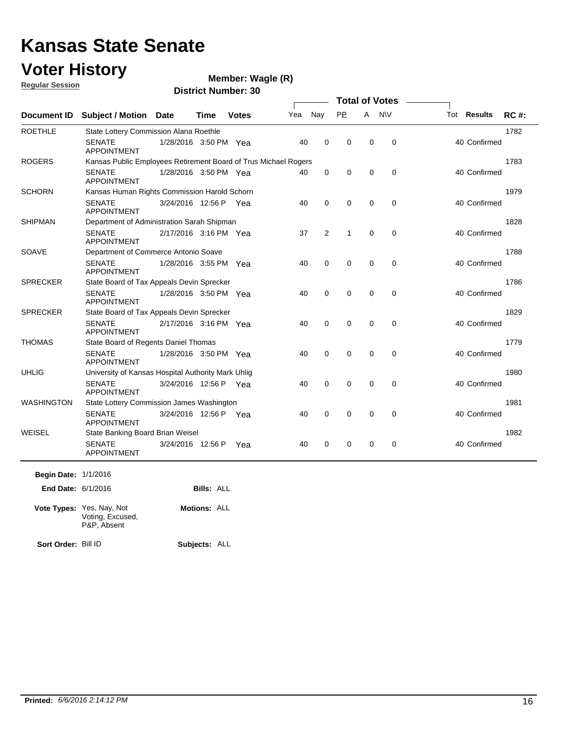# Kansas State Senate

## Voter History

**Regular Session**

**Member: Wagle (R)**

**District Number: 30**

| Document ID | Subject / Motion | Date | Time | Votes | Yea | Nay | PP | A | N\V | Tot | Results | RC #: |
|---|---|---|---|---|---|---|---|---|---|---|---|---|
| ROETHLE | State Lottery Commission Alana Roethle | | | | | | | | | | | 1782 |
| | SENATE APPOINTMENT | 1/28/2016 | 3:50 PM | Yea | 40 | 0 | 0 | 0 | 0 | 40 | Confirmed | |
| ROGERS | Kansas Public Employees Retirement Board of Trus Michael Rogers | | | | | | | | | | | 1783 |
| | SENATE APPOINTMENT | 1/28/2016 | 3:50 PM | Yea | 40 | 0 | 0 | 0 | 0 | 40 | Confirmed | |
| SCHORN | Kansas Human Rights Commission Harold Schorn | | | | | | | | | | | 1979 |
| | SENATE APPOINTMENT | 3/24/2016 | 12:56 P | Yea | 40 | 0 | 0 | 0 | 0 | 40 | Confirmed | |
| SHIPMAN | Department of Administration Sarah Shipman | | | | | | | | | | | 1828 |
| | SENATE APPOINTMENT | 2/17/2016 | 3:16 PM | Yea | 37 | 2 | 1 | 0 | 0 | 40 | Confirmed | |
| SOAVE | Department of Commerce Antonio Soave | | | | | | | | | | | 1788 |
| | SENATE APPOINTMENT | 1/28/2016 | 3:55 PM | Yea | 40 | 0 | 0 | 0 | 0 | 40 | Confirmed | |
| SPRECKER | State Board of Tax Appeals Devin Sprecker | | | | | | | | | | | 1786 |
| | SENATE APPOINTMENT | 1/28/2016 | 3:50 PM | Yea | 40 | 0 | 0 | 0 | 0 | 40 | Confirmed | |
| SPRECKER | State Board of Tax Appeals Devin Sprecker | | | | | | | | | | | 1829 |
| | SENATE APPOINTMENT | 2/17/2016 | 3:16 PM | Yea | 40 | 0 | 0 | 0 | 0 | 40 | Confirmed | |
| THOMAS | State Board of Regents Daniel Thomas | | | | | | | | | | | 1779 |
| | SENATE APPOINTMENT | 1/28/2016 | 3:50 PM | Yea | 40 | 0 | 0 | 0 | 0 | 40 | Confirmed | |
| UHLIG | University of Kansas Hospital Authority Mark Uhlig | | | | | | | | | | | 1980 |
| | SENATE APPOINTMENT | 3/24/2016 | 12:56 P | Yea | 40 | 0 | 0 | 0 | 0 | 40 | Confirmed | |
| WASHINGTON | State Lottery Commission James Washington | | | | | | | | | | | 1981 |
| | SENATE APPOINTMENT | 3/24/2016 | 12:56 P | Yea | 40 | 0 | 0 | 0 | 0 | 40 | Confirmed | |
| WEISEL | State Banking Board Brian Weisel | | | | | | | | | | | 1982 |
| | SENATE APPOINTMENT | 3/24/2016 | 12:56 P | Yea | 40 | 0 | 0 | 0 | 0 | 40 | Confirmed | |

**Begin Date:** 1/1/2016

**End Date:** 6/1/2016  **Bills:** ALL

**Vote Types:** Yes, Nay, Not Voting, Excused, P&P, Absent  **Motions:** ALL

**Sort Order:** Bill ID  **Subjects:** ALL

**Printed:** *6/6/2016 2:14:12 PM*